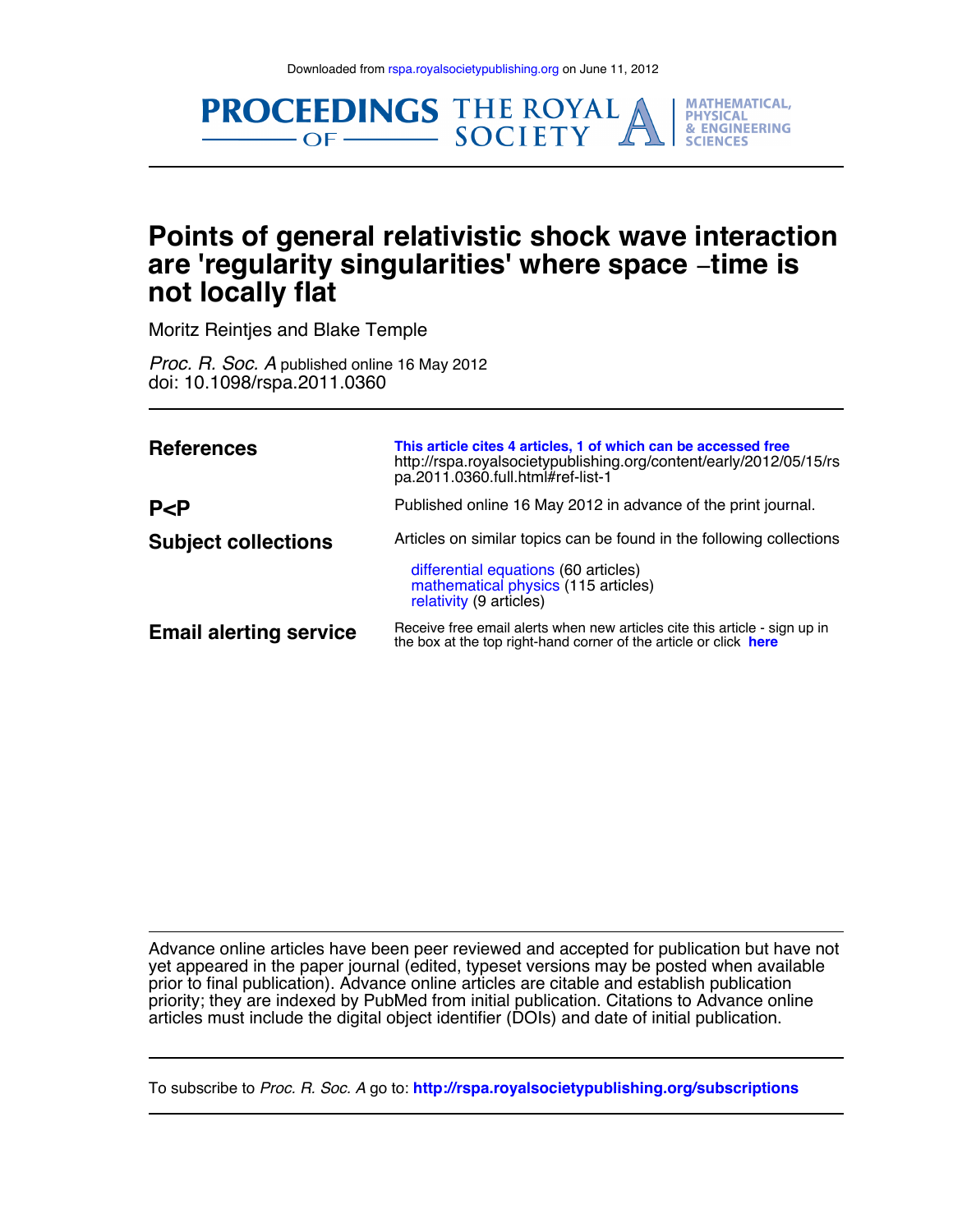Downloaded from rspa.royalsocietypublishing.org on June 11, 2012

PROCEEDINGS OF THE ROYAL SOCIETY A | MATHEMATICAL, PHYSICAL & ENGINEERING SCIENCES

# Points of general relativistic shock wave interaction are 'regularity singularities' where space −time is not locally flat

Moritz Reintjes and Blake Temple

*Proc. R. Soc. A* published online 16 May 2012
doi: 10.1098/rspa.2011.0360

**References**

**This article cites 4 articles, 1 of which can be accessed free**
http://rspa.royalsocietypublishing.org/content/early/2012/05/15/rspa.2011.0360.full.html#ref-list-1

**P<P**

Published online 16 May 2012 in advance of the print journal.

**Subject collections**

Articles on similar topics can be found in the following collections

- differential equations (60 articles)
- mathematical physics (115 articles)
- relativity (9 articles)

**Email alerting service**

Receive free email alerts when new articles cite this article - sign up in the box at the top right-hand corner of the article or click **here**

Advance online articles have been peer reviewed and accepted for publication but have not yet appeared in the paper journal (edited, typeset versions may be posted when available prior to final publication). Advance online articles are citable and establish publication priority; they are indexed by PubMed from initial publication. Citations to Advance online articles must include the digital object identifier (DOIs) and date of initial publication.

To subscribe to *Proc. R. Soc. A* go to: **http://rspa.royalsocietypublishing.org/subscriptions**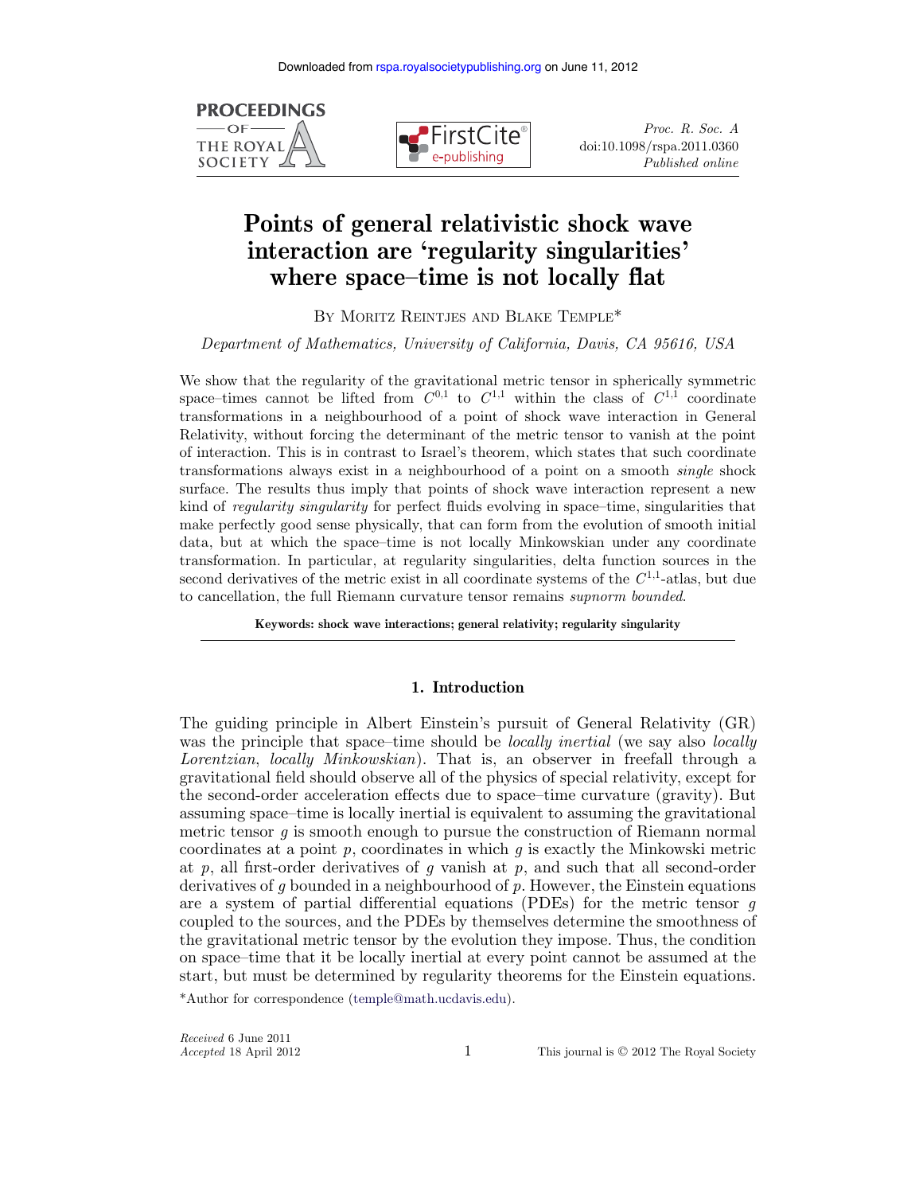# Points of general relativistic shock wave interaction are 'regularity singularities' where space–time is not locally flat

By Moritz Reintjes and Blake Temple*

*Department of Mathematics, University of California, Davis, CA 95616, USA*

We show that the regularity of the gravitational metric tensor in spherically symmetric space–times cannot be lifted from $C^{0,1}$ to $C^{1,1}$ within the class of $C^{1,1}$ coordinate transformations in a neighbourhood of a point of shock wave interaction in General Relativity, without forcing the determinant of the metric tensor to vanish at the point of interaction. This is in contrast to Israel's theorem, which states that such coordinate transformations always exist in a neighbourhood of a point on a smooth *single* shock surface. The results thus imply that points of shock wave interaction represent a new kind of *regularity singularity* for perfect fluids evolving in space–time, singularities that make perfectly good sense physically, that can form from the evolution of smooth initial data, but at which the space–time is not locally Minkowskian under any coordinate transformation. In particular, at regularity singularities, delta function sources in the second derivatives of the metric exist in all coordinate systems of the $C^{1,1}$-atlas, but due to cancellation, the full Riemann curvature tensor remains *supnorm bounded*.

**Keywords: shock wave interactions; general relativity; regularity singularity**

## 1. Introduction

The guiding principle in Albert Einstein's pursuit of General Relativity (GR) was the principle that space–time should be *locally inertial* (we say also *locally Lorentzian*, *locally Minkowskian*). That is, an observer in freefall through a gravitational field should observe all of the physics of special relativity, except for the second-order acceleration effects due to space–time curvature (gravity). But assuming space–time is locally inertial is equivalent to assuming the gravitational metric tensor $g$ is smooth enough to pursue the construction of Riemann normal coordinates at a point $p$, coordinates in which $g$ is exactly the Minkowski metric at $p$, all first-order derivatives of $g$ vanish at $p$, and such that all second-order derivatives of $g$ bounded in a neighbourhood of $p$. However, the Einstein equations are a system of partial differential equations (PDEs) for the metric tensor $g$ coupled to the sources, and the PDEs by themselves determine the smoothness of the gravitational metric tensor by the evolution they impose. Thus, the condition on space–time that it be locally inertial at every point cannot be assumed at the start, but must be determined by regularity theorems for the Einstein equations.

*Author for correspondence (temple@math.ucdavis.edu).

*Received* 6 June 2011
*Accepted* 18 April 2012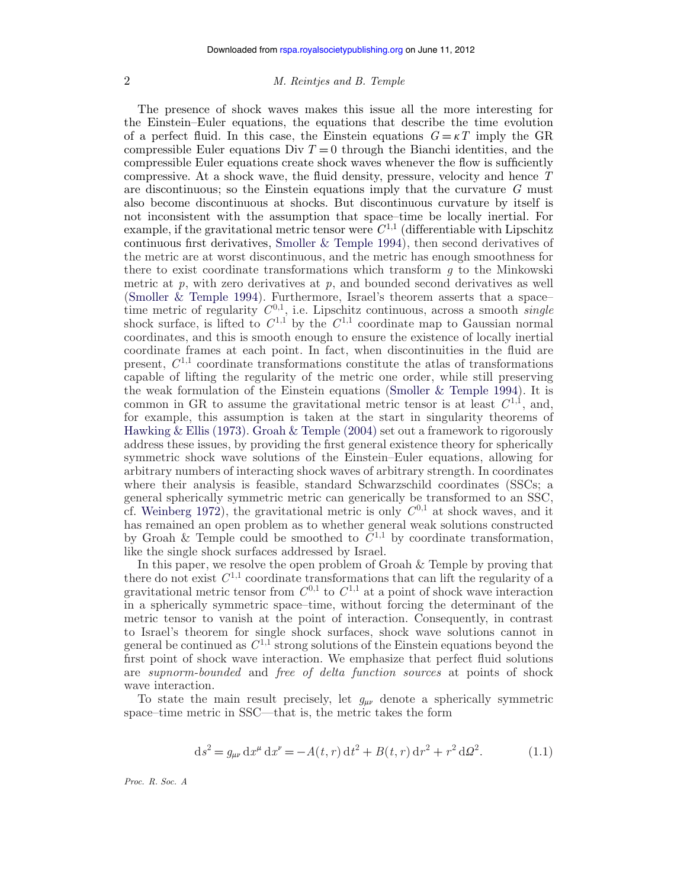The presence of shock waves makes this issue all the more interesting for the Einstein–Euler equations, the equations that describe the time evolution of a perfect fluid. In this case, the Einstein equations $G=\kappa T$ imply the GR compressible Euler equations Div $T=0$ through the Bianchi identities, and the compressible Euler equations create shock waves whenever the flow is sufficiently compressive. At a shock wave, the fluid density, pressure, velocity and hence $T$ are discontinuous; so the Einstein equations imply that the curvature $G$ must also become discontinuous at shocks. But discontinuous curvature by itself is not inconsistent with the assumption that space–time be locally inertial. For example, if the gravitational metric tensor were $C^{1,1}$ (differentiable with Lipschitz continuous first derivatives, Smoller & Temple 1994), then second derivatives of the metric are at worst discontinuous, and the metric has enough smoothness for there to exist coordinate transformations which transform $g$ to the Minkowski metric at $p$, with zero derivatives at $p$, and bounded second derivatives as well (Smoller & Temple 1994). Furthermore, Israel's theorem asserts that a space–time metric of regularity $C^{0,1}$, i.e. Lipschitz continuous, across a smooth *single* shock surface, is lifted to $C^{1,1}$ by the $C^{1,1}$ coordinate map to Gaussian normal coordinates, and this is smooth enough to ensure the existence of locally inertial coordinate frames at each point. In fact, when discontinuities in the fluid are present, $C^{1,1}$ coordinate transformations constitute the atlas of transformations capable of lifting the regularity of the metric one order, while still preserving the weak formulation of the Einstein equations (Smoller & Temple 1994). It is common in GR to assume the gravitational metric tensor is at least $C^{1,1}$, and, for example, this assumption is taken at the start in singularity theorems of Hawking & Ellis (1973). Groah & Temple (2004) set out a framework to rigorously address these issues, by providing the first general existence theory for spherically symmetric shock wave solutions of the Einstein–Euler equations, allowing for arbitrary numbers of interacting shock waves of arbitrary strength. In coordinates where their analysis is feasible, standard Schwarzschild coordinates (SSCs; a general spherically symmetric metric can generically be transformed to an SSC, cf. Weinberg 1972), the gravitational metric is only $C^{0,1}$ at shock waves, and it has remained an open problem as to whether general weak solutions constructed by Groah & Temple could be smoothed to $C^{1,1}$ by coordinate transformation, like the single shock surfaces addressed by Israel.

In this paper, we resolve the open problem of Groah & Temple by proving that there do not exist $C^{1,1}$ coordinate transformations that can lift the regularity of a gravitational metric tensor from $C^{0,1}$ to $C^{1,1}$ at a point of shock wave interaction in a spherically symmetric space–time, without forcing the determinant of the metric tensor to vanish at the point of interaction. Consequently, in contrast to Israel's theorem for single shock surfaces, shock wave solutions cannot in general be continued as $C^{1,1}$ strong solutions of the Einstein equations beyond the first point of shock wave interaction. We emphasize that perfect fluid solutions are *supnorm-bounded* and *free of delta function sources* at points of shock wave interaction.

To state the main result precisely, let $g_{\mu\nu}$ denote a spherically symmetric space–time metric in SSC—that is, the metric takes the form

$$\mathrm{d}s^2 = g_{\mu\nu}\,\mathrm{d}x^\mu\,\mathrm{d}x^\nu = -A(t,r)\,\mathrm{d}t^2 + B(t,r)\,\mathrm{d}r^2 + r^2\,\mathrm{d}\Omega^2. \tag{1.1}$$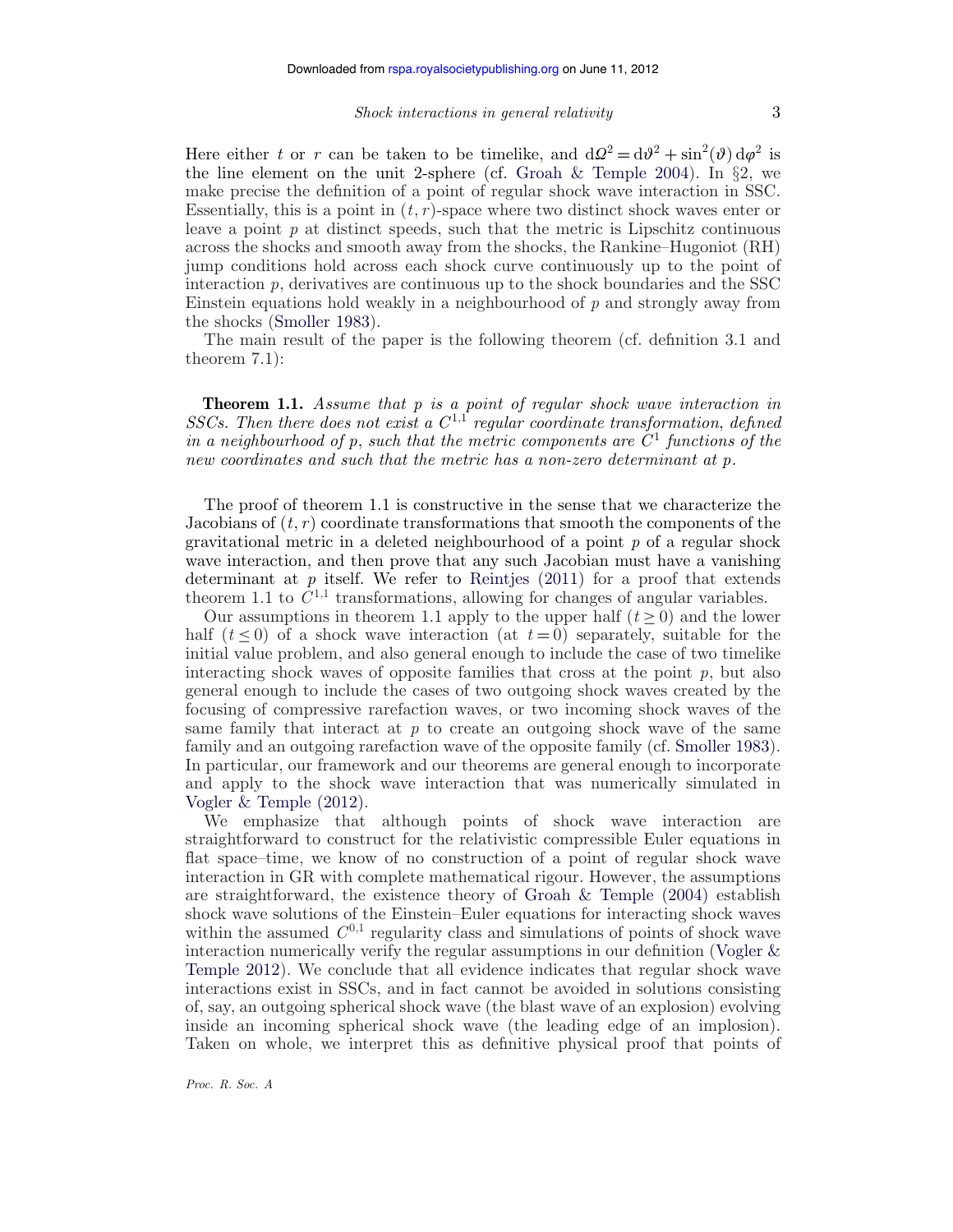Here either $t$ or $r$ can be taken to be timelike, and $d\Omega^2 = d\vartheta^2 + \sin^2(\vartheta)\, d\varphi^2$ is the line element on the unit 2-sphere (cf. Groah & Temple 2004). In §2, we make precise the definition of a point of regular shock wave interaction in SSC. Essentially, this is a point in $(t, r)$-space where two distinct shock waves enter or leave a point $p$ at distinct speeds, such that the metric is Lipschitz continuous across the shocks and smooth away from the shocks, the Rankine–Hugoniot (RH) jump conditions hold across each shock curve continuously up to the point of interaction $p$, derivatives are continuous up to the shock boundaries and the SSC Einstein equations hold weakly in a neighbourhood of $p$ and strongly away from the shocks (Smoller 1983).

The main result of the paper is the following theorem (cf. definition 3.1 and theorem 7.1):

**Theorem 1.1.** *Assume that $p$ is a point of regular shock wave interaction in SSCs. Then there does not exist a $C^{1,1}$ regular coordinate transformation, defined in a neighbourhood of $p$, such that the metric components are $C^1$ functions of the new coordinates and such that the metric has a non-zero determinant at $p$.*

The proof of theorem 1.1 is constructive in the sense that we characterize the Jacobians of $(t, r)$ coordinate transformations that smooth the components of the gravitational metric in a deleted neighbourhood of a point $p$ of a regular shock wave interaction, and then prove that any such Jacobian must have a vanishing determinant at $p$ itself. We refer to Reintjes (2011) for a proof that extends theorem 1.1 to $C^{1,1}$ transformations, allowing for changes of angular variables.

Our assumptions in theorem 1.1 apply to the upper half $(t \geq 0)$ and the lower half $(t \leq 0)$ of a shock wave interaction (at $t = 0$) separately, suitable for the initial value problem, and also general enough to include the case of two timelike interacting shock waves of opposite families that cross at the point $p$, but also general enough to include the cases of two outgoing shock waves created by the focusing of compressive rarefaction waves, or two incoming shock waves of the same family that interact at $p$ to create an outgoing shock wave of the same family and an outgoing rarefaction wave of the opposite family (cf. Smoller 1983). In particular, our framework and our theorems are general enough to incorporate and apply to the shock wave interaction that was numerically simulated in Vogler & Temple (2012).

We emphasize that although points of shock wave interaction are straightforward to construct for the relativistic compressible Euler equations in flat space–time, we know of no construction of a point of regular shock wave interaction in GR with complete mathematical rigour. However, the assumptions are straightforward, the existence theory of Groah & Temple (2004) establish shock wave solutions of the Einstein–Euler equations for interacting shock waves within the assumed $C^{0,1}$ regularity class and simulations of points of shock wave interaction numerically verify the regular assumptions in our definition (Vogler & Temple 2012). We conclude that all evidence indicates that regular shock wave interactions exist in SSCs, and in fact cannot be avoided in solutions consisting of, say, an outgoing spherical shock wave (the blast wave of an explosion) evolving inside an incoming spherical shock wave (the leading edge of an implosion). Taken on whole, we interpret this as definitive physical proof that points of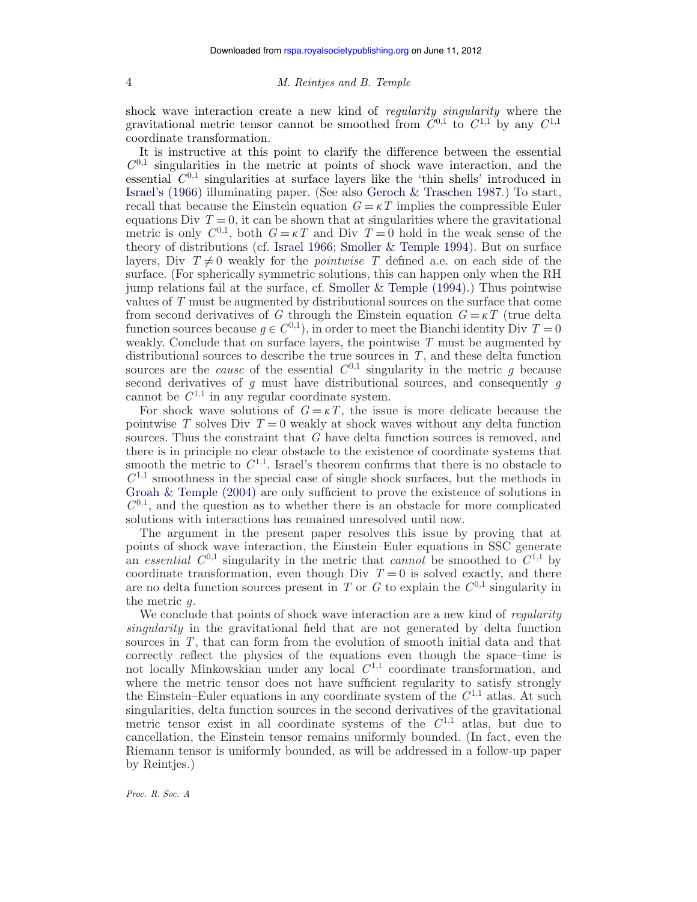shock wave interaction create a new kind of *regularity singularity* where the gravitational metric tensor cannot be smoothed from $C^{0,1}$ to $C^{1,1}$ by any $C^{1,1}$ coordinate transformation.

It is instructive at this point to clarify the difference between the essential $C^{0,1}$ singularities in the metric at points of shock wave interaction, and the essential $C^{0,1}$ singularities at surface layers like the 'thin shells' introduced in Israel's (1966) illuminating paper. (See also Geroch & Traschen 1987.) To start, recall that because the Einstein equation $G=\kappa T$ implies the compressible Euler equations Div $T=0$, it can be shown that at singularities where the gravitational metric is only $C^{0,1}$, both $G=\kappa T$ and Div $T=0$ hold in the weak sense of the theory of distributions (cf. Israel 1966; Smoller & Temple 1994). But on surface layers, Div $T\neq 0$ weakly for the *pointwise* $T$ defined a.e. on each side of the surface. (For spherically symmetric solutions, this can happen only when the RH jump relations fail at the surface, cf. Smoller & Temple (1994).) Thus pointwise values of $T$ must be augmented by distributional sources on the surface that come from second derivatives of $G$ through the Einstein equation $G=\kappa T$ (true delta function sources because $g\in C^{0,1}$), in order to meet the Bianchi identity Div $T=0$ weakly. Conclude that on surface layers, the pointwise $T$ must be augmented by distributional sources to describe the true sources in $T$, and these delta function sources are the *cause* of the essential $C^{0,1}$ singularity in the metric $g$ because second derivatives of $g$ must have distributional sources, and consequently $g$ cannot be $C^{1,1}$ in any regular coordinate system.

For shock wave solutions of $G=\kappa T$, the issue is more delicate because the pointwise $T$ solves Div $T=0$ weakly at shock waves without any delta function sources. Thus the constraint that $G$ have delta function sources is removed, and there is in principle no clear obstacle to the existence of coordinate systems that smooth the metric to $C^{1,1}$. Israel's theorem confirms that there is no obstacle to $C^{1,1}$ smoothness in the special case of single shock surfaces, but the methods in Groah & Temple (2004) are only sufficient to prove the existence of solutions in $C^{0,1}$, and the question as to whether there is an obstacle for more complicated solutions with interactions has remained unresolved until now.

The argument in the present paper resolves this issue by proving that at points of shock wave interaction, the Einstein–Euler equations in SSC generate an *essential* $C^{0,1}$ singularity in the metric that *cannot* be smoothed to $C^{1,1}$ by coordinate transformation, even though Div $T=0$ is solved exactly, and there are no delta function sources present in $T$ or $G$ to explain the $C^{0,1}$ singularity in the metric $g$.

We conclude that points of shock wave interaction are a new kind of *regularity singularity* in the gravitational field that are not generated by delta function sources in $T$, that can form from the evolution of smooth initial data and that correctly reflect the physics of the equations even though the space–time is not locally Minkowskian under any local $C^{1,1}$ coordinate transformation, and where the metric tensor does not have sufficient regularity to satisfy strongly the Einstein–Euler equations in any coordinate system of the $C^{1,1}$ atlas. At such singularities, delta function sources in the second derivatives of the gravitational metric tensor exist in all coordinate systems of the $C^{1,1}$ atlas, but due to cancellation, the Einstein tensor remains uniformly bounded. (In fact, even the Riemann tensor is uniformly bounded, as will be addressed in a follow-up paper by Reintjes.)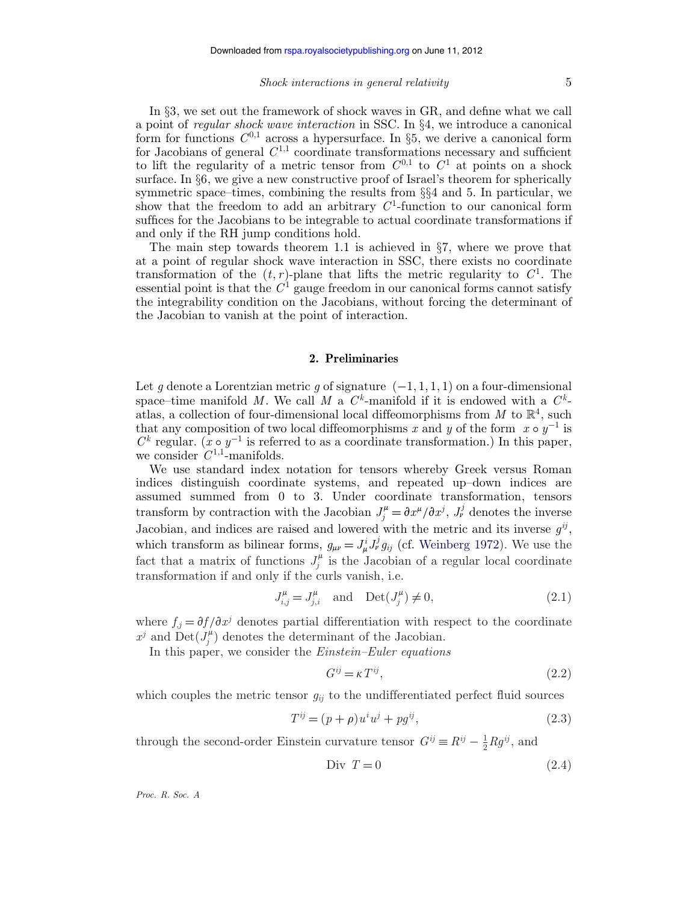In §3, we set out the framework of shock waves in GR, and define what we call a point of *regular shock wave interaction* in SSC. In §4, we introduce a canonical form for functions $C^{0,1}$ across a hypersurface. In §5, we derive a canonical form for Jacobians of general $C^{1,1}$ coordinate transformations necessary and sufficient to lift the regularity of a metric tensor from $C^{0,1}$ to $C^1$ at points on a shock surface. In §6, we give a new constructive proof of Israel's theorem for spherically symmetric space–times, combining the results from §§4 and 5. In particular, we show that the freedom to add an arbitrary $C^1$-function to our canonical form suffices for the Jacobians to be integrable to actual coordinate transformations if and only if the RH jump conditions hold.

The main step towards theorem 1.1 is achieved in §7, where we prove that at a point of regular shock wave interaction in SSC, there exists no coordinate transformation of the $(t, r)$-plane that lifts the metric regularity to $C^1$. The essential point is that the $C^1$ gauge freedom in our canonical forms cannot satisfy the integrability condition on the Jacobians, without forcing the determinant of the Jacobian to vanish at the point of interaction.

## 2. Preliminaries

Let $g$ denote a Lorentzian metric $g$ of signature $(-1, 1, 1, 1)$ on a four-dimensional space–time manifold $M$. We call $M$ a $C^k$-manifold if it is endowed with a $C^k$-atlas, a collection of four-dimensional local diffeomorphisms from $M$ to $\mathbb{R}^4$, such that any composition of two local diffeomorphisms $x$ and $y$ of the form $x \circ y^{-1}$ is $C^k$ regular. ($x \circ y^{-1}$ is referred to as a coordinate transformation.) In this paper, we consider $C^{1,1}$-manifolds.

We use standard index notation for tensors whereby Greek versus Roman indices distinguish coordinate systems, and repeated up–down indices are assumed summed from 0 to 3. Under coordinate transformation, tensors transform by contraction with the Jacobian $J^\mu_j = \partial x^\mu / \partial x^j$, $J^j_\nu$ denotes the inverse Jacobian, and indices are raised and lowered with the metric and its inverse $g^{ij}$, which transform as bilinear forms, $g_{\mu\nu} = J^i_\mu J^j_\nu g_{ij}$ (cf. Weinberg 1972). We use the fact that a matrix of functions $J^\mu_j$ is the Jacobian of a regular local coordinate transformation if and only if the curls vanish, i.e.

$$J^\mu_{i,j} = J^\mu_{j,i} \quad \text{and} \quad \operatorname{Det}(J^\mu_j) \neq 0, \tag{2.1}$$

where $f_{,j} = \partial f / \partial x^j$ denotes partial differentiation with respect to the coordinate $x^j$ and $\operatorname{Det}(J^\mu_j)$ denotes the determinant of the Jacobian.

In this paper, we consider the *Einstein–Euler equations*

$$G^{ij} = \kappa T^{ij}, \tag{2.2}$$

which couples the metric tensor $g_{ij}$ to the undifferentiated perfect fluid sources

$$T^{ij} = (p + \rho) u^i u^j + p g^{ij}, \tag{2.3}$$

through the second-order Einstein curvature tensor $G^{ij} \equiv R^{ij} - \frac{1}{2} R g^{ij}$, and

$$\operatorname{Div}\ T = 0 \tag{2.4}$$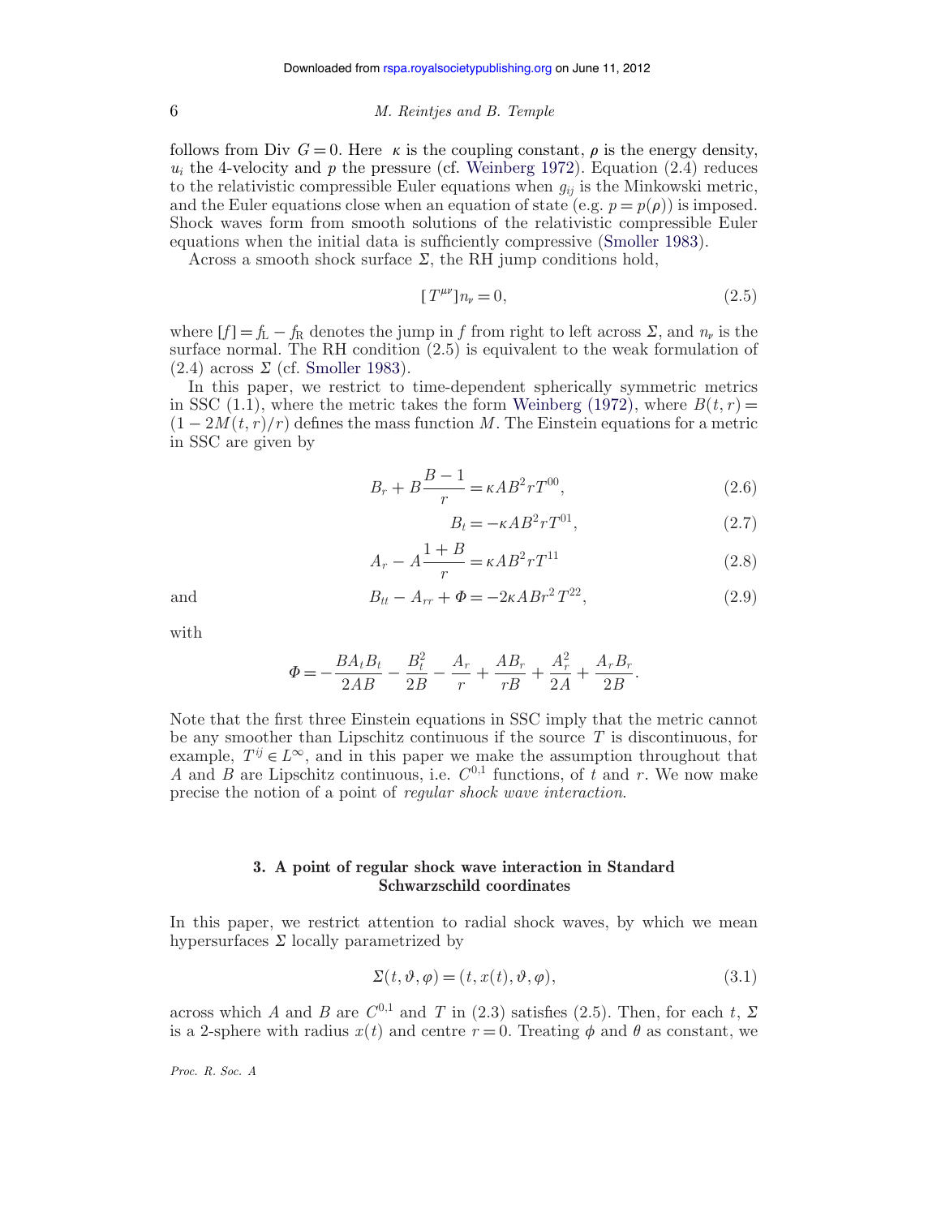follows from Div $G = 0$. Here $\kappa$ is the coupling constant, $\rho$ is the energy density, $u_i$ the 4-velocity and $p$ the pressure (cf. Weinberg 1972). Equation (2.4) reduces to the relativistic compressible Euler equations when $g_{ij}$ is the Minkowski metric, and the Euler equations close when an equation of state (e.g. $p = p(\rho)$) is imposed. Shock waves form from smooth solutions of the relativistic compressible Euler equations when the initial data is sufficiently compressive (Smoller 1983).

Across a smooth shock surface $\Sigma$, the RH jump conditions hold,

$$[T^{\mu\nu}]n_\nu = 0, \tag{2.5}$$

where $[f] = f_L - f_R$ denotes the jump in $f$ from right to left across $\Sigma$, and $n_\nu$ is the surface normal. The RH condition (2.5) is equivalent to the weak formulation of (2.4) across $\Sigma$ (cf. Smoller 1983).

In this paper, we restrict to time-dependent spherically symmetric metrics in SSC (1.1), where the metric takes the form Weinberg (1972), where $B(t,r) = (1 - 2M(t,r)/r)$ defines the mass function $M$. The Einstein equations for a metric in SSC are given by

$$B_r + B\frac{B-1}{r} = \kappa AB^2 rT^{00}, \tag{2.6}$$

$$B_t = -\kappa AB^2 rT^{01}, \tag{2.7}$$

$$A_r - A\frac{1+B}{r} = \kappa AB^2 rT^{11} \tag{2.8}$$

and

$$B_{tt} - A_{rr} + \Phi = -2\kappa ABr^2 T^{22}, \tag{2.9}$$

with

$$\Phi = -\frac{BA_tB_t}{2AB} - \frac{B_t^2}{2B} - \frac{A_r}{r} + \frac{AB_r}{rB} + \frac{A_r^2}{2A} + \frac{A_rB_r}{2B}.$$

Note that the first three Einstein equations in SSC imply that the metric cannot be any smoother than Lipschitz continuous if the source $T$ is discontinuous, for example, $T^{ij} \in L^\infty$, and in this paper we make the assumption throughout that $A$ and $B$ are Lipschitz continuous, i.e. $C^{0,1}$ functions, of $t$ and $r$. We now make precise the notion of a point of *regular shock wave interaction*.

## 3. A point of regular shock wave interaction in Standard Schwarzschild coordinates

In this paper, we restrict attention to radial shock waves, by which we mean hypersurfaces $\Sigma$ locally parametrized by

$$\Sigma(t,\vartheta,\varphi) = (t, x(t), \vartheta, \varphi), \tag{3.1}$$

across which $A$ and $B$ are $C^{0,1}$ and $T$ in (2.3) satisfies (2.5). Then, for each $t$, $\Sigma$ is a 2-sphere with radius $x(t)$ and centre $r = 0$. Treating $\phi$ and $\theta$ as constant, we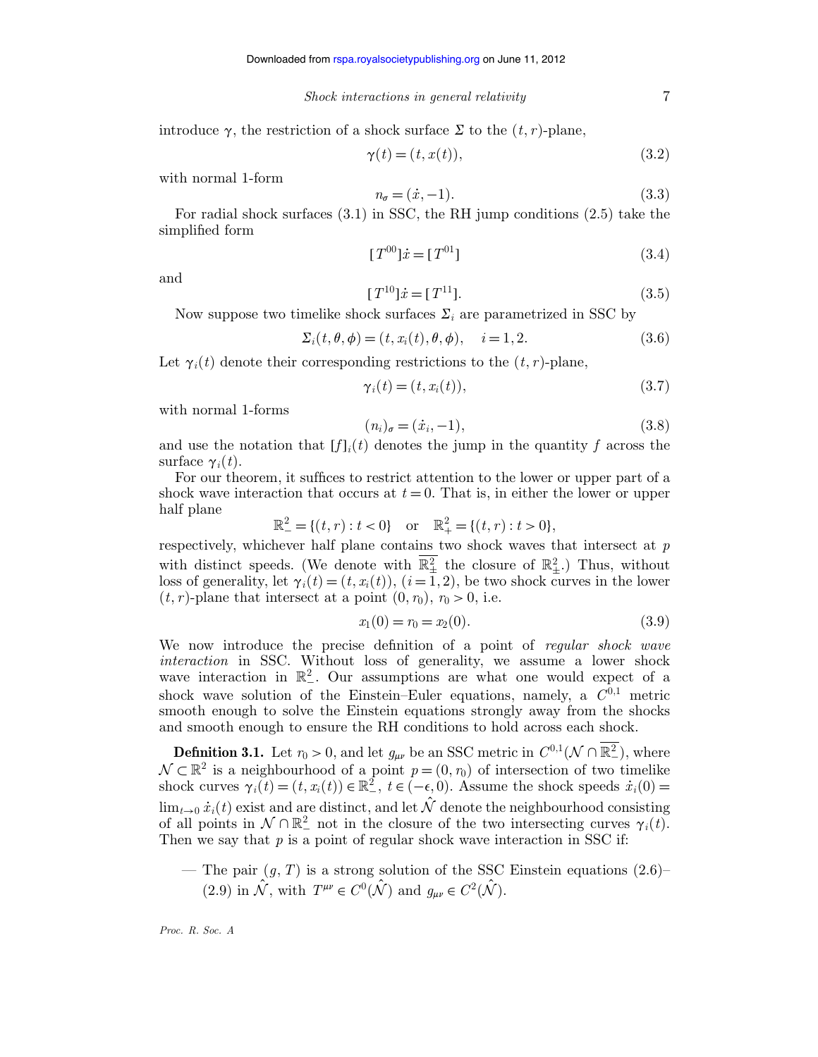introduce $\gamma$, the restriction of a shock surface $\Sigma$ to the $(t, r)$-plane,

$$\gamma(t) = (t, x(t)), \tag{3.2}$$

with normal 1-form

$$n_\sigma = (\dot{x}, -1). \tag{3.3}$$

For radial shock surfaces (3.1) in SSC, the RH jump conditions (2.5) take the simplified form

$$[T^{00}]\dot{x} = [T^{01}] \tag{3.4}$$

and

$$[T^{10}]\dot{x} = [T^{11}]. \tag{3.5}$$

Now suppose two timelike shock surfaces $\Sigma_i$ are parametrized in SSC by

$$\Sigma_i(t, \theta, \phi) = (t, x_i(t), \theta, \phi), \quad i = 1, 2. \tag{3.6}$$

Let $\gamma_i(t)$ denote their corresponding restrictions to the $(t, r)$-plane,

$$\gamma_i(t) = (t, x_i(t)), \tag{3.7}$$

with normal 1-forms

$$(n_i)_\sigma = (\dot{x}_i, -1), \tag{3.8}$$

and use the notation that $[f]_i(t)$ denotes the jump in the quantity $f$ across the surface $\gamma_i(t)$.

For our theorem, it suffices to restrict attention to the lower or upper part of a shock wave interaction that occurs at $t = 0$. That is, in either the lower or upper half plane

$$\mathbb{R}^2_- = \{(t, r) : t < 0\} \quad \text{or} \quad \mathbb{R}^2_+ = \{(t, r) : t > 0\},$$

respectively, whichever half plane contains two shock waves that intersect at $p$ with distinct speeds. (We denote with $\overline{\mathbb{R}^2_\pm}$ the closure of $\mathbb{R}^2_\pm$.) Thus, without loss of generality, let $\gamma_i(t) = (t, x_i(t))$, $(i = 1, 2)$, be two shock curves in the lower $(t, r)$-plane that intersect at a point $(0, r_0)$, $r_0 > 0$, i.e.

$$x_1(0) = r_0 = x_2(0). \tag{3.9}$$

We now introduce the precise definition of a point of *regular shock wave interaction* in SSC. Without loss of generality, we assume a lower shock wave interaction in $\mathbb{R}^2_-$. Our assumptions are what one would expect of a shock wave solution of the Einstein–Euler equations, namely, a $C^{0,1}$ metric smooth enough to solve the Einstein equations strongly away from the shocks and smooth enough to ensure the RH conditions to hold across each shock.

**Definition 3.1.** Let $r_0 > 0$, and let $g_{\mu\nu}$ be an SSC metric in $C^{0,1}(\mathcal{N} \cap \overline{\mathbb{R}^2_-})$, where $\mathcal{N} \subset \mathbb{R}^2$ is a neighbourhood of a point $p = (0, r_0)$ of intersection of two timelike shock curves $\gamma_i(t) = (t, x_i(t)) \in \mathbb{R}^2_-$, $t \in (-\epsilon, 0)$. Assume the shock speeds $\dot{x}_i(0) = \lim_{t \to 0} \dot{x}_i(t)$ exist and are distinct, and let $\hat{\mathcal{N}}$ denote the neighbourhood consisting of all points in $\mathcal{N} \cap \mathbb{R}^2_-$ not in the closure of the two intersecting curves $\gamma_i(t)$. Then we say that $p$ is a point of regular shock wave interaction in SSC if:

- The pair $(g, T)$ is a strong solution of the SSC Einstein equations (2.6)–(2.9) in $\hat{\mathcal{N}}$, with $T^{\mu\nu} \in C^0(\hat{\mathcal{N}})$ and $g_{\mu\nu} \in C^2(\hat{\mathcal{N}})$.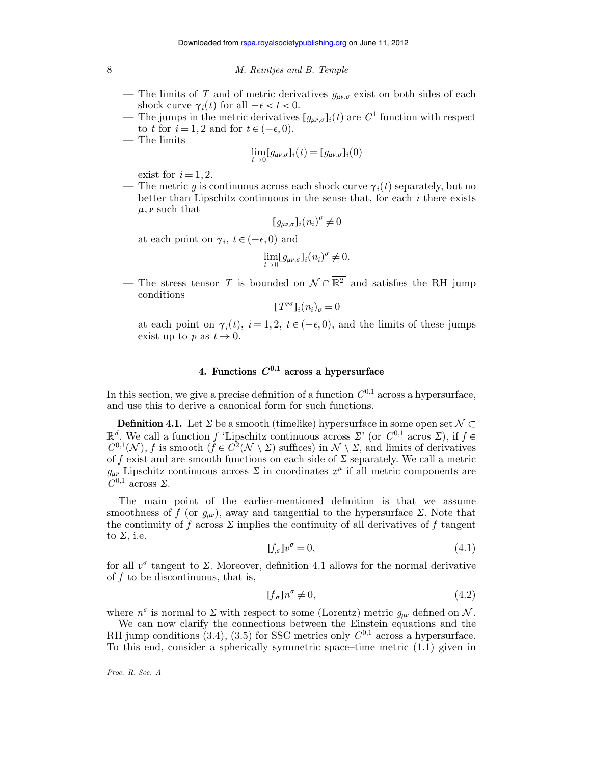- The limits of $T$ and of metric derivatives $g_{\mu\nu,\sigma}$ exist on both sides of each shock curve $\gamma_i(t)$ for all $-\epsilon < t < 0$.
- The jumps in the metric derivatives $[g_{\mu\nu,\sigma}]_i(t)$ are $C^1$ function with respect to $t$ for $i = 1, 2$ and for $t \in (-\epsilon, 0)$.
- The limits

$$\lim_{t\to 0}[g_{\mu\nu,\sigma}]_i(t) = [g_{\mu\nu,\sigma}]_i(0)$$

exist for $i = 1, 2$.
- The metric $g$ is continuous across each shock curve $\gamma_i(t)$ separately, but no better than Lipschitz continuous in the sense that, for each $i$ there exists $\mu, \nu$ such that

$$[g_{\mu\nu,\sigma}]_i (n_i)^\sigma \neq 0$$

at each point on $\gamma_i$, $t \in (-\epsilon, 0)$ and

$$\lim_{t\to 0}[g_{\mu\nu,\sigma}]_i (n_i)^\sigma \neq 0.$$

- The stress tensor $T$ is bounded on $\mathcal{N} \cap \overline{\mathbb{R}^2_-}$ and satisfies the RH jump conditions

$$[T^{\nu\sigma}]_i (n_i)_\sigma = 0$$

at each point on $\gamma_i(t)$, $i = 1, 2$, $t \in (-\epsilon, 0)$, and the limits of these jumps exist up to $p$ as $t \to 0$.

## 4. Functions $C^{0,1}$ across a hypersurface

In this section, we give a precise definition of a function $C^{0,1}$ across a hypersurface, and use this to derive a canonical form for such functions.

**Definition 4.1.** Let $\Sigma$ be a smooth (timelike) hypersurface in some open set $\mathcal{N} \subset \mathbb{R}^d$. We call a function $f$ 'Lipschitz continuous across $\Sigma$' (or $C^{0,1}$ acros $\Sigma$), if $f \in C^{0,1}(\mathcal{N})$, $f$ is smooth ($f \in C^2(\mathcal{N} \setminus \Sigma)$ suffices) in $\mathcal{N} \setminus \Sigma$, and limits of derivatives of $f$ exist and are smooth functions on each side of $\Sigma$ separately. We call a metric $g_{\mu\nu}$ Lipschitz continuous across $\Sigma$ in coordinates $x^\mu$ if all metric components are $C^{0,1}$ across $\Sigma$.

The main point of the earlier-mentioned definition is that we assume smoothness of $f$ (or $g_{\mu\nu}$), away and tangential to the hypersurface $\Sigma$. Note that the continuity of $f$ across $\Sigma$ implies the continuity of all derivatives of $f$ tangent to $\Sigma$, i.e.

$$[f_{,\sigma}]v^\sigma = 0, \tag{4.1}$$

for all $v^\sigma$ tangent to $\Sigma$. Moreover, definition 4.1 allows for the normal derivative of $f$ to be discontinuous, that is,

$$[f_{,\sigma}]n^\sigma \neq 0, \tag{4.2}$$

where $n^\sigma$ is normal to $\Sigma$ with respect to some (Lorentz) metric $g_{\mu\nu}$ defined on $\mathcal{N}$.

We can now clarify the connections between the Einstein equations and the RH jump conditions (3.4), (3.5) for SSC metrics only $C^{0,1}$ across a hypersurface. To this end, consider a spherically symmetric space–time metric (1.1) given in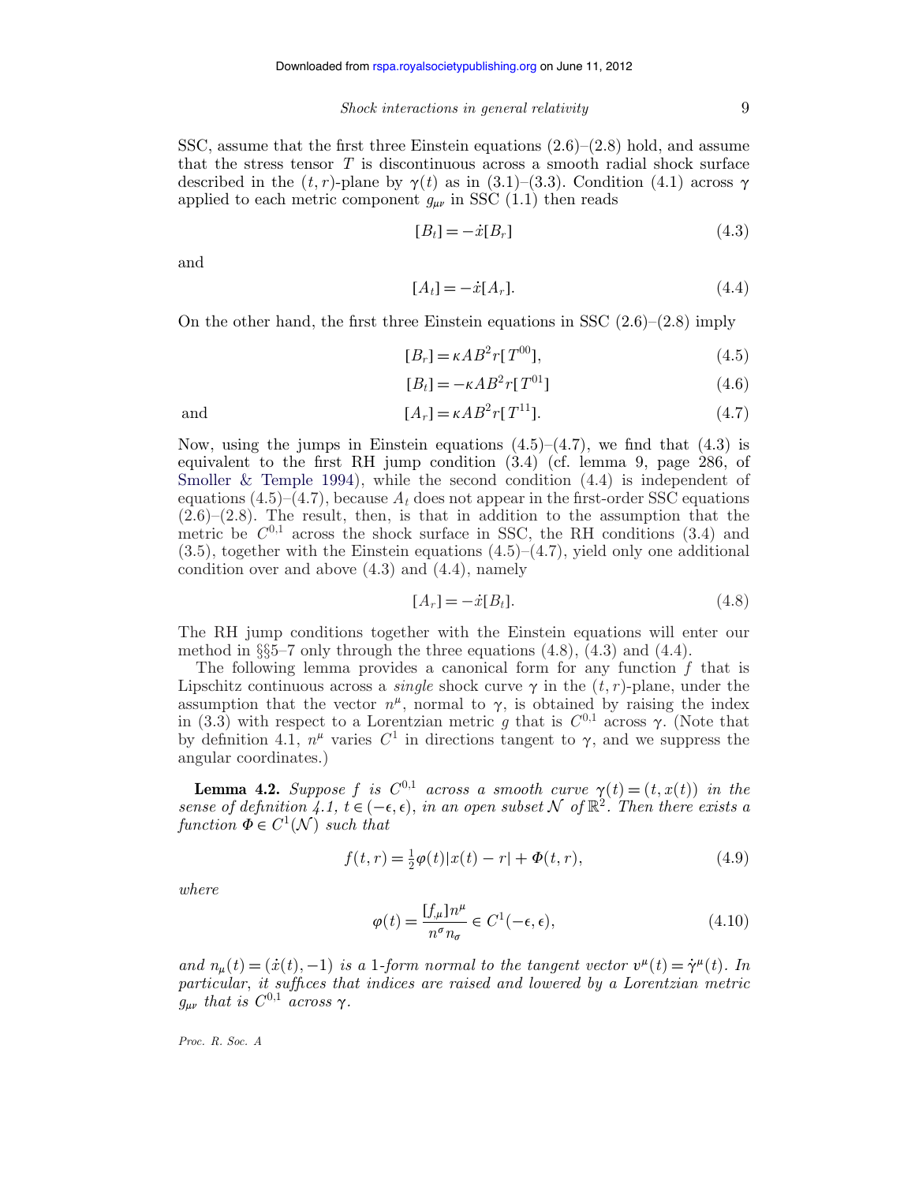SSC, assume that the first three Einstein equations (2.6)–(2.8) hold, and assume that the stress tensor $T$ is discontinuous across a smooth radial shock surface described in the $(t, r)$-plane by $\gamma(t)$ as in (3.1)–(3.3). Condition (4.1) across $\gamma$ applied to each metric component $g_{\mu\nu}$ in SSC (1.1) then reads

$$[B_t] = -\dot{x}[B_r] \tag{4.3}$$

and

$$[A_t] = -\dot{x}[A_r]. \tag{4.4}$$

On the other hand, the first three Einstein equations in SSC (2.6)–(2.8) imply

$$[B_r] = \kappa A B^2 r [T^{00}], \tag{4.5}$$

$$[B_t] = -\kappa A B^2 r [T^{01}] \tag{4.6}$$

and

$$[A_r] = \kappa A B^2 r [T^{11}]. \tag{4.7}$$

Now, using the jumps in Einstein equations (4.5)–(4.7), we find that (4.3) is equivalent to the first RH jump condition (3.4) (cf. lemma 9, page 286, of Smoller & Temple 1994), while the second condition (4.4) is independent of equations (4.5)–(4.7), because $A_t$ does not appear in the first-order SSC equations (2.6)–(2.8). The result, then, is that in addition to the assumption that the metric be $C^{0,1}$ across the shock surface in SSC, the RH conditions (3.4) and (3.5), together with the Einstein equations (4.5)–(4.7), yield only one additional condition over and above (4.3) and (4.4), namely

$$[A_r] = -\dot{x}[B_t]. \tag{4.8}$$

The RH jump conditions together with the Einstein equations will enter our method in §§5–7 only through the three equations (4.8), (4.3) and (4.4).

The following lemma provides a canonical form for any function $f$ that is Lipschitz continuous across a *single* shock curve $\gamma$ in the $(t, r)$-plane, under the assumption that the vector $n^\mu$, normal to $\gamma$, is obtained by raising the index in (3.3) with respect to a Lorentzian metric $g$ that is $C^{0,1}$ across $\gamma$. (Note that by definition 4.1, $n^\mu$ varies $C^1$ in directions tangent to $\gamma$, and we suppress the angular coordinates.)

**Lemma 4.2.** *Suppose $f$ is $C^{0,1}$ across a smooth curve $\gamma(t) = (t, x(t))$ in the sense of definition 4.1, $t \in (-\epsilon, \epsilon)$, in an open subset $\mathcal{N}$ of $\mathbb{R}^2$. Then there exists a function $\Phi \in C^1(\mathcal{N})$ such that*

$$f(t, r) = \tfrac{1}{2}\varphi(t)|x(t) - r| + \Phi(t, r), \tag{4.9}$$

*where*

$$\varphi(t) = \frac{[f_{,\mu}]n^\mu}{n^\sigma n_\sigma} \in C^1(-\epsilon, \epsilon), \tag{4.10}$$

*and $n_\mu(t) = (\dot{x}(t), -1)$ is a 1-form normal to the tangent vector $v^\mu(t) = \dot{\gamma}^\mu(t)$. In particular, it suffices that indices are raised and lowered by a Lorentzian metric $g_{\mu\nu}$ that is $C^{0,1}$ across $\gamma$.*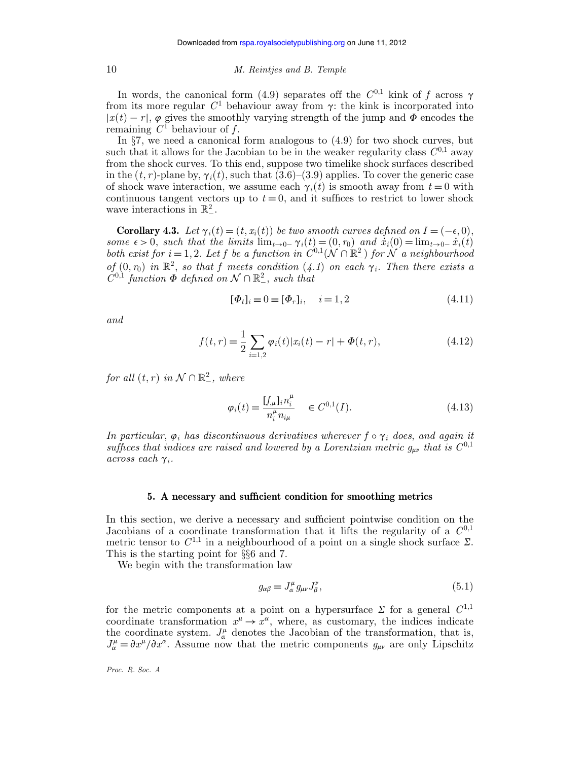In words, the canonical form (4.9) separates off the $C^{0,1}$ kink of $f$ across $\gamma$ from its more regular $C^1$ behaviour away from $\gamma$: the kink is incorporated into $|x(t) - r|$, $\varphi$ gives the smoothly varying strength of the jump and $\Phi$ encodes the remaining $C^1$ behaviour of $f$.

In §7, we need a canonical form analogous to (4.9) for two shock curves, but such that it allows for the Jacobian to be in the weaker regularity class $C^{0,1}$ away from the shock curves. To this end, suppose two timelike shock surfaces described in the $(t, r)$-plane by, $\gamma_i(t)$, such that (3.6)–(3.9) applies. To cover the generic case of shock wave interaction, we assume each $\gamma_i(t)$ is smooth away from $t = 0$ with continuous tangent vectors up to $t = 0$, and it suffices to restrict to lower shock wave interactions in $\mathbb{R}^2_-$.

**Corollary 4.3.** *Let $\gamma_i(t) = (t, x_i(t))$ be two smooth curves defined on $I = (-\epsilon, 0)$, some $\epsilon > 0$, such that the limits $\lim_{t\to 0-} \gamma_i(t) = (0, r_0)$ and $\dot{x}_i(0) = \lim_{t\to 0-} \dot{x}_i(t)$ both exist for $i = 1, 2$. Let $f$ be a function in $C^{0,1}(\mathcal{N} \cap \mathbb{R}^2_-)$ for $\mathcal{N}$ a neighbourhood of $(0, r_0)$ in $\mathbb{R}^2$, so that $f$ meets condition (4.1) on each $\gamma_i$. Then there exists a $C^{0,1}$ function $\Phi$ defined on $\mathcal{N} \cap \mathbb{R}^2_-$, such that*

$$[\Phi_t]_i \equiv 0 \equiv [\Phi_r]_i, \quad i = 1, 2 \tag{4.11}$$

*and*

$$f(t, r) = \frac{1}{2} \sum_{i=1,2} \varphi_i(t) |x_i(t) - r| + \Phi(t, r), \tag{4.12}$$

*for all $(t, r)$ in $\mathcal{N} \cap \mathbb{R}^2_-$, where*

$$\varphi_i(t) = \frac{[f_{,\mu}]_i n_i^\mu}{n_i^\mu n_{i\mu}} \quad \in C^{0,1}(I). \tag{4.13}$$

*In particular, $\varphi_i$ has discontinuous derivatives wherever $f \circ \gamma_i$ does, and again it suffices that indices are raised and lowered by a Lorentzian metric $g_{\mu\nu}$ that is $C^{0,1}$ across each $\gamma_i$.*

## 5. A necessary and sufficient condition for smoothing metrics

In this section, we derive a necessary and sufficient pointwise condition on the Jacobians of a coordinate transformation that it lifts the regularity of a $C^{0,1}$ metric tensor to $C^{1,1}$ in a neighbourhood of a point on a single shock surface $\Sigma$. This is the starting point for §§6 and 7.

We begin with the transformation law

$$g_{\alpha\beta} = J^\mu_\alpha g_{\mu\nu} J^\nu_\beta, \tag{5.1}$$

for the metric components at a point on a hypersurface $\Sigma$ for a general $C^{1,1}$ coordinate transformation $x^\mu \to x^\alpha$, where, as customary, the indices indicate the coordinate system. $J^\mu_\alpha$ denotes the Jacobian of the transformation, that is, $J^\mu_\alpha = \partial x^\mu / \partial x^\alpha$. Assume now that the metric components $g_{\mu\nu}$ are only Lipschitz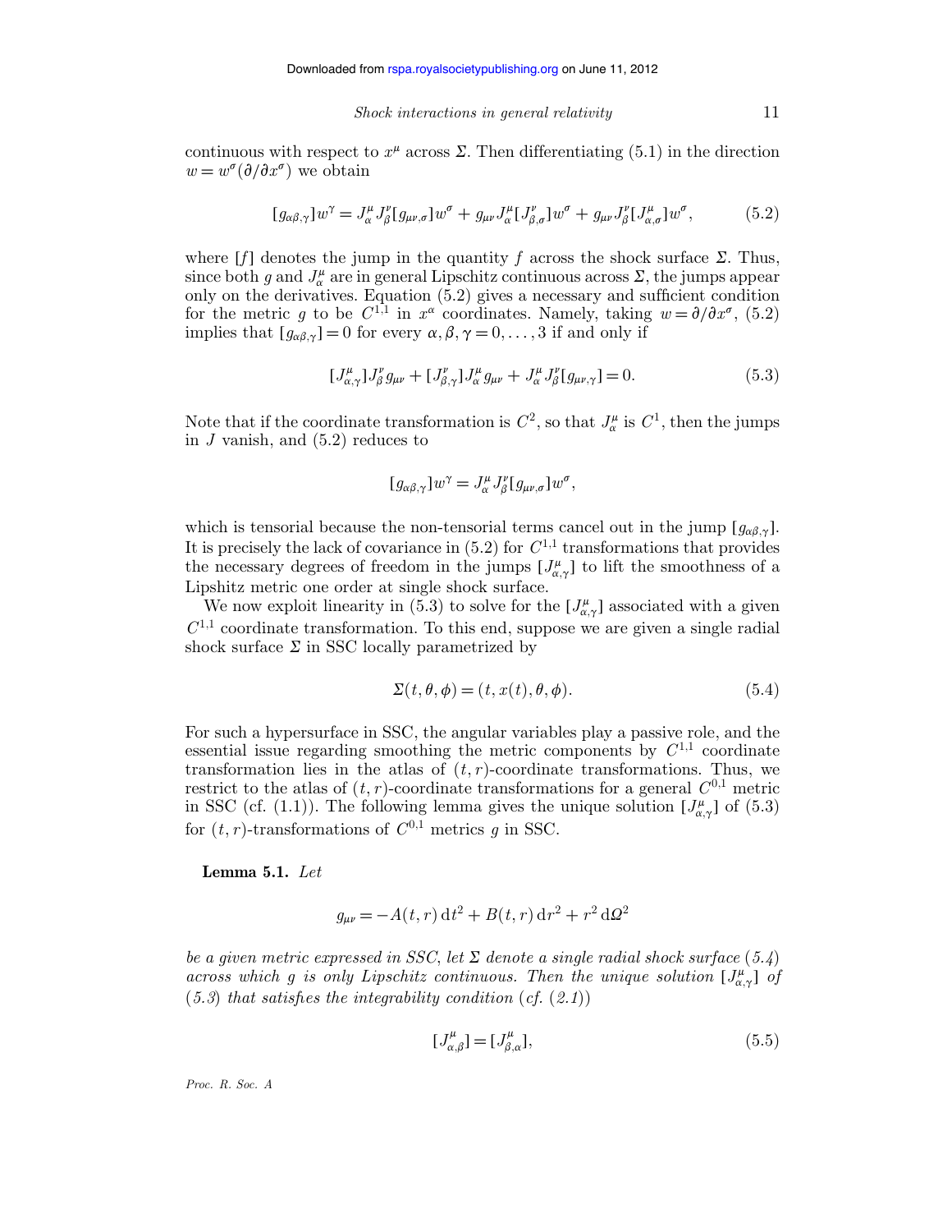continuous with respect to $x^\mu$ across $\Sigma$. Then differentiating (5.1) in the direction $w = w^\sigma(\partial/\partial x^\sigma)$ we obtain

$$[g_{\alpha\beta,\gamma}]w^\gamma = J^\mu_\alpha J^\nu_\beta [g_{\mu\nu,\sigma}]w^\sigma + g_{\mu\nu} J^\mu_\alpha [J^\nu_{\beta,\sigma}]w^\sigma + g_{\mu\nu} J^\nu_\beta [J^\mu_{\alpha,\sigma}]w^\sigma, \tag{5.2}$$

where $[f]$ denotes the jump in the quantity $f$ across the shock surface $\Sigma$. Thus, since both $g$ and $J^\mu_\alpha$ are in general Lipschitz continuous across $\Sigma$, the jumps appear only on the derivatives. Equation (5.2) gives a necessary and sufficient condition for the metric $g$ to be $C^{1,1}$ in $x^\alpha$ coordinates. Namely, taking $w = \partial/\partial x^\sigma$, (5.2) implies that $[g_{\alpha\beta,\gamma}] = 0$ for every $\alpha, \beta, \gamma = 0, \ldots, 3$ if and only if

$$[J^\mu_{\alpha,\gamma}]J^\nu_\beta g_{\mu\nu} + [J^\nu_{\beta,\gamma}]J^\mu_\alpha g_{\mu\nu} + J^\mu_\alpha J^\nu_\beta [g_{\mu\nu,\gamma}] = 0. \tag{5.3}$$

Note that if the coordinate transformation is $C^2$, so that $J^\mu_\alpha$ is $C^1$, then the jumps in $J$ vanish, and (5.2) reduces to

$$[g_{\alpha\beta,\gamma}]w^\gamma = J^\mu_\alpha J^\nu_\beta [g_{\mu\nu,\sigma}]w^\sigma,$$

which is tensorial because the non-tensorial terms cancel out in the jump $[g_{\alpha\beta,\gamma}]$. It is precisely the lack of covariance in (5.2) for $C^{1,1}$ transformations that provides the necessary degrees of freedom in the jumps $[J^\mu_{\alpha,\gamma}]$ to lift the smoothness of a Lipshitz metric one order at single shock surface.

We now exploit linearity in (5.3) to solve for the $[J^\mu_{\alpha,\gamma}]$ associated with a given $C^{1,1}$ coordinate transformation. To this end, suppose we are given a single radial shock surface $\Sigma$ in SSC locally parametrized by

$$\Sigma(t, \theta, \phi) = (t, x(t), \theta, \phi). \tag{5.4}$$

For such a hypersurface in SSC, the angular variables play a passive role, and the essential issue regarding smoothing the metric components by $C^{1,1}$ coordinate transformation lies in the atlas of $(t, r)$-coordinate transformations. Thus, we restrict to the atlas of $(t, r)$-coordinate transformations for a general $C^{0,1}$ metric in SSC (cf. (1.1)). The following lemma gives the unique solution $[J^\mu_{\alpha,\gamma}]$ of (5.3) for $(t, r)$-transformations of $C^{0,1}$ metrics $g$ in SSC.

**Lemma 5.1.** *Let*

$$g_{\mu\nu} = -A(t, r)\,\mathrm{d}t^2 + B(t, r)\,\mathrm{d}r^2 + r^2\,\mathrm{d}\Omega^2$$

*be a given metric expressed in SSC, let $\Sigma$ denote a single radial shock surface (5.4) across which $g$ is only Lipschitz continuous. Then the unique solution $[J^\mu_{\alpha,\gamma}]$ of (5.3) that satisfies the integrability condition (cf. (2.1))*

$$[J^\mu_{\alpha,\beta}] = [J^\mu_{\beta,\alpha}], \tag{5.5}$$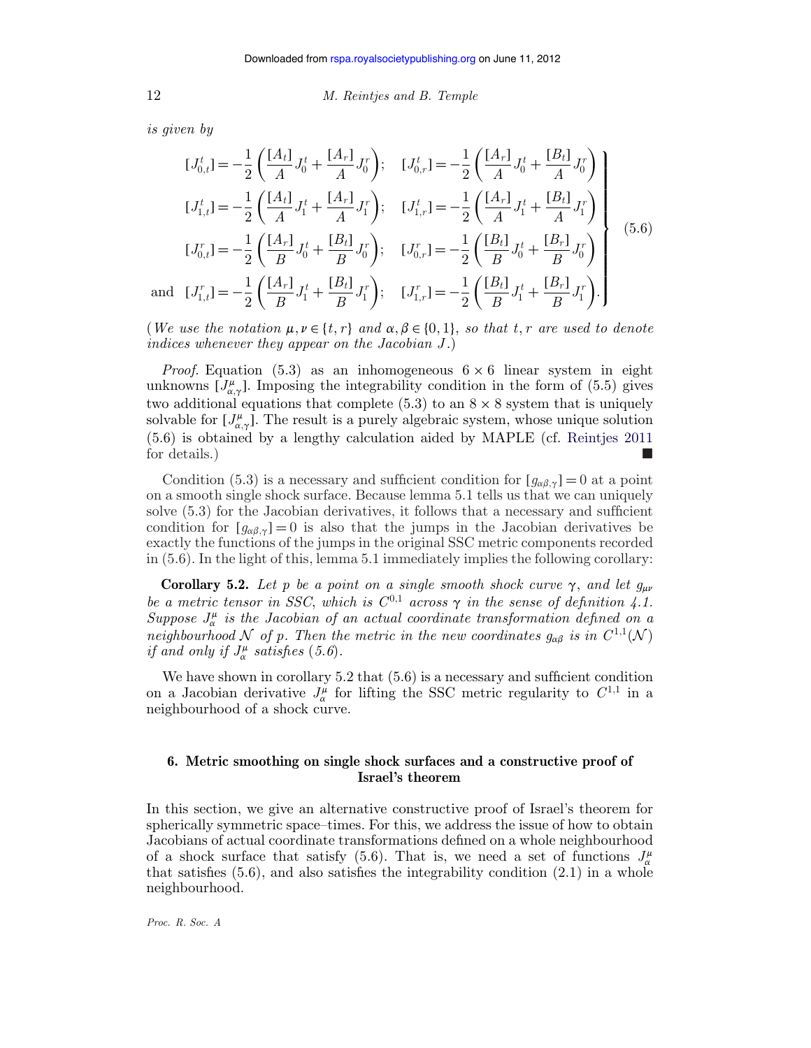*is given by*

$$
\left.
\begin{aligned}
[J^t_{0,t}] &= -\frac{1}{2}\left(\frac{[A_t]}{A}J^t_0 + \frac{[A_r]}{A}J^r_0\right); \quad [J^t_{0,r}] = -\frac{1}{2}\left(\frac{[A_r]}{A}J^t_0 + \frac{[B_t]}{A}J^r_0\right)\\
[J^t_{1,t}] &= -\frac{1}{2}\left(\frac{[A_t]}{A}J^t_1 + \frac{[A_r]}{A}J^r_1\right); \quad [J^t_{1,r}] = -\frac{1}{2}\left(\frac{[A_r]}{A}J^t_1 + \frac{[B_t]}{A}J^r_1\right)\\
[J^r_{0,t}] &= -\frac{1}{2}\left(\frac{[A_r]}{B}J^t_0 + \frac{[B_t]}{B}J^r_0\right); \quad [J^r_{0,r}] = -\frac{1}{2}\left(\frac{[B_t]}{B}J^t_0 + \frac{[B_r]}{B}J^r_0\right)\\
\text{and}\quad [J^r_{1,t}] &= -\frac{1}{2}\left(\frac{[A_r]}{B}J^t_1 + \frac{[B_t]}{B}J^r_1\right); \quad [J^r_{1,r}] = -\frac{1}{2}\left(\frac{[B_t]}{B}J^t_1 + \frac{[B_r]}{B}J^r_1\right).
\end{aligned}
\right\}
\tag{5.6}
$$

(*We use the notation* $\mu,\nu \in \{t,r\}$ *and* $\alpha,\beta \in \{0,1\}$, *so that* $t,r$ *are used to denote indices whenever they appear on the Jacobian* $J$.)

*Proof.* Equation (5.3) as an inhomogeneous $6\times 6$ linear system in eight unknowns $[J^\mu_{\alpha,\gamma}]$. Imposing the integrability condition in the form of (5.5) gives two additional equations that complete (5.3) to an $8\times 8$ system that is uniquely solvable for $[J^\mu_{\alpha,\gamma}]$. The result is a purely algebraic system, whose unique solution (5.6) is obtained by a lengthy calculation aided by MAPLE (cf. Reintjes 2011 for details.) ∎

Condition (5.3) is a necessary and sufficient condition for $[g_{\alpha\beta,\gamma}]=0$ at a point on a smooth single shock surface. Because lemma 5.1 tells us that we can uniquely solve (5.3) for the Jacobian derivatives, it follows that a necessary and sufficient condition for $[g_{\alpha\beta,\gamma}]=0$ is also that the jumps in the Jacobian derivatives be exactly the functions of the jumps in the original SSC metric components recorded in (5.6). In the light of this, lemma 5.1 immediately implies the following corollary:

**Corollary 5.2.** *Let* $p$ *be a point on a single smooth shock curve* $\gamma$, *and let* $g_{\mu\nu}$ *be a metric tensor in SSC, which is* $C^{0,1}$ *across* $\gamma$ *in the sense of definition 4.1. Suppose* $J^\mu_\alpha$ *is the Jacobian of an actual coordinate transformation defined on a neighbourhood* $\mathcal{N}$ *of* $p$. *Then the metric in the new coordinates* $g_{\alpha\beta}$ *is in* $C^{1,1}(\mathcal{N})$ *if and only if* $J^\mu_\alpha$ *satisfies* (5.6).

We have shown in corollary 5.2 that (5.6) is a necessary and sufficient condition on a Jacobian derivative $J^\mu_\alpha$ for lifting the SSC metric regularity to $C^{1,1}$ in a neighbourhood of a shock curve.

## 6. Metric smoothing on single shock surfaces and a constructive proof of Israel's theorem

In this section, we give an alternative constructive proof of Israel's theorem for spherically symmetric space–times. For this, we address the issue of how to obtain Jacobians of actual coordinate transformations defined on a whole neighbourhood of a shock surface that satisfy (5.6). That is, we need a set of functions $J^\mu_\alpha$ that satisfies (5.6), and also satisfies the integrability condition (2.1) in a whole neighbourhood.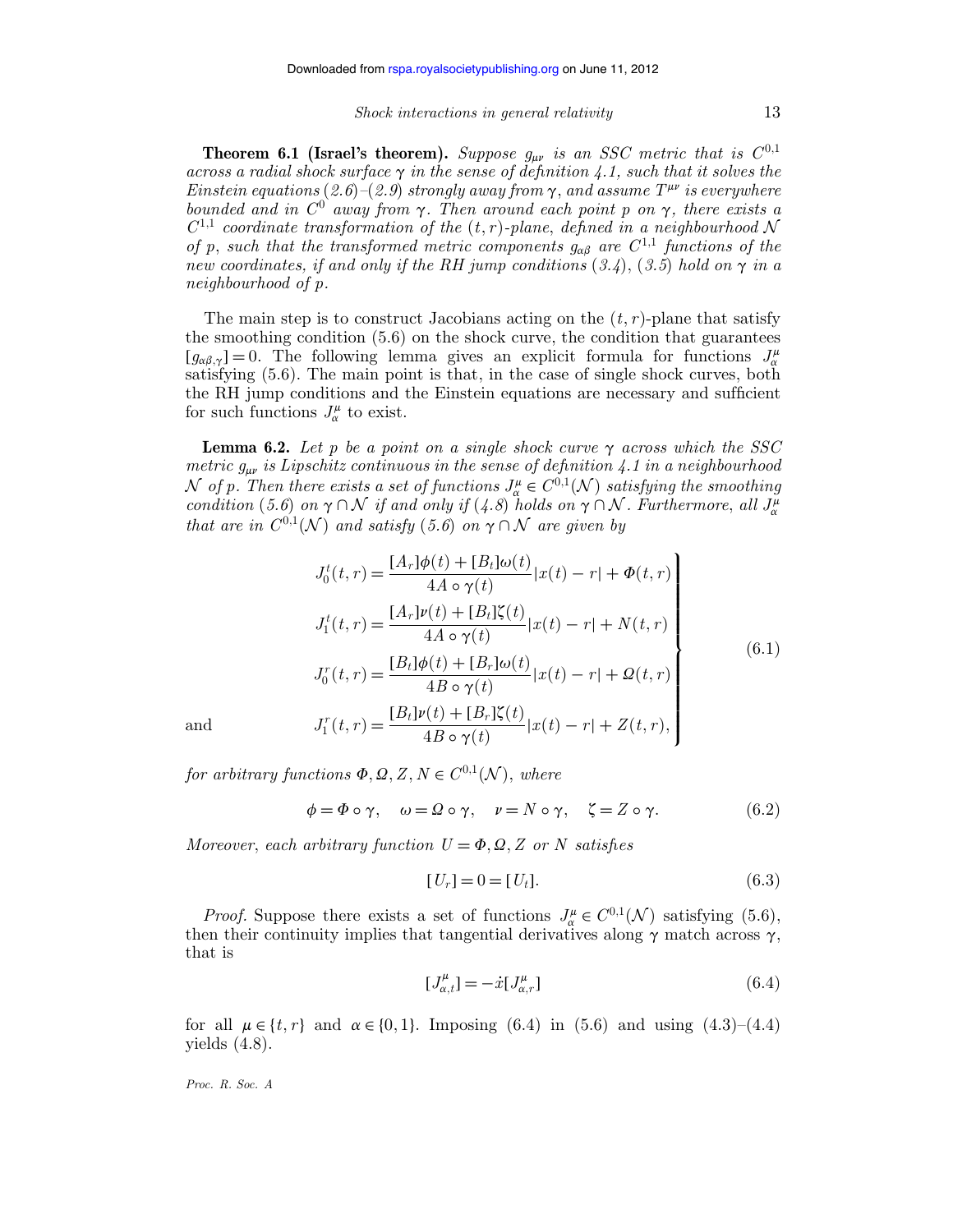**Theorem 6.1 (Israel's theorem).** *Suppose $g_{\mu\nu}$ is an SSC metric that is $C^{0,1}$ across a radial shock surface $\gamma$ in the sense of definition 4.1, such that it solves the Einstein equations (2.6)–(2.9) strongly away from $\gamma$, and assume $T^{\mu\nu}$ is everywhere bounded and in $C^0$ away from $\gamma$. Then around each point $p$ on $\gamma$, there exists a $C^{1,1}$ coordinate transformation of the $(t, r)$-plane, defined in a neighbourhood $\mathcal{N}$ of $p$, such that the transformed metric components $g_{\alpha\beta}$ are $C^{1,1}$ functions of the new coordinates, if and only if the RH jump conditions (3.4), (3.5) hold on $\gamma$ in a neighbourhood of $p$.*

The main step is to construct Jacobians acting on the $(t, r)$-plane that satisfy the smoothing condition (5.6) on the shock curve, the condition that guarantees $[g_{\alpha\beta,\gamma}] = 0$. The following lemma gives an explicit formula for functions $J^\mu_\alpha$ satisfying (5.6). The main point is that, in the case of single shock curves, both the RH jump conditions and the Einstein equations are necessary and sufficient for such functions $J^\mu_\alpha$ to exist.

**Lemma 6.2.** *Let $p$ be a point on a single shock curve $\gamma$ across which the SSC metric $g_{\mu\nu}$ is Lipschitz continuous in the sense of definition 4.1 in a neighbourhood $\mathcal{N}$ of $p$. Then there exists a set of functions $J^\mu_\alpha \in C^{0,1}(\mathcal{N})$ satisfying the smoothing condition (5.6) on $\gamma \cap \mathcal{N}$ if and only if (4.8) holds on $\gamma \cap \mathcal{N}$. Furthermore, all $J^\mu_\alpha$ that are in $C^{0,1}(\mathcal{N})$ and satisfy (5.6) on $\gamma \cap \mathcal{N}$ are given by*

$$
\left.
\begin{aligned}
J^t_0(t,r) &= \frac{[A_r]\phi(t) + [B_t]\omega(t)}{4A \circ \gamma(t)}|x(t) - r| + \Phi(t,r) \\
J^t_1(t,r) &= \frac{[A_r]\nu(t) + [B_t]\zeta(t)}{4A \circ \gamma(t)}|x(t) - r| + N(t,r) \\
J^r_0(t,r) &= \frac{[B_t]\phi(t) + [B_r]\omega(t)}{4B \circ \gamma(t)}|x(t) - r| + \Omega(t,r) \\
\text{and} \qquad J^r_1(t,r) &= \frac{[B_t]\nu(t) + [B_r]\zeta(t)}{4B \circ \gamma(t)}|x(t) - r| + Z(t,r),
\end{aligned}
\right\} \tag{6.1}
$$

*for arbitrary functions $\Phi, \Omega, Z, N \in C^{0,1}(\mathcal{N})$, where*

$$
\phi = \Phi \circ \gamma, \quad \omega = \Omega \circ \gamma, \quad \nu = N \circ \gamma, \quad \zeta = Z \circ \gamma. \tag{6.2}
$$

*Moreover, each arbitrary function $U = \Phi, \Omega, Z$ or $N$ satisfies*

$$
[U_r] = 0 = [U_t]. \tag{6.3}
$$

*Proof.* Suppose there exists a set of functions $J^\mu_\alpha \in C^{0,1}(\mathcal{N})$ satisfying (5.6), then their continuity implies that tangential derivatives along $\gamma$ match across $\gamma$, that is

$$
[J^\mu_{\alpha,t}] = -\dot{x}[J^\mu_{\alpha,r}] \tag{6.4}
$$

for all $\mu \in \{t, r\}$ and $\alpha \in \{0, 1\}$. Imposing (6.4) in (5.6) and using (4.3)–(4.4) yields (4.8).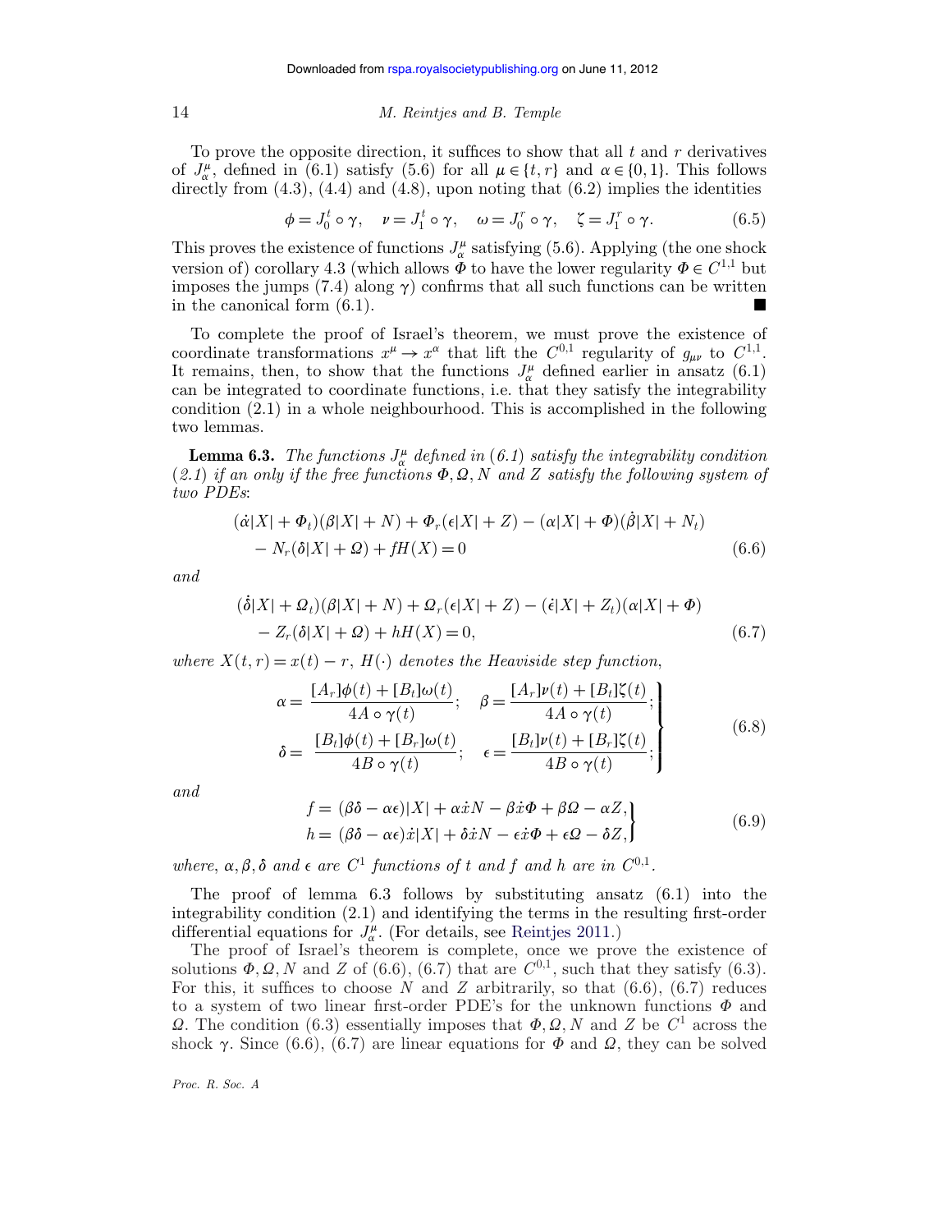To prove the opposite direction, it suffices to show that all $t$ and $r$ derivatives of $J^\mu_\alpha$, defined in (6.1) satisfy (5.6) for all $\mu \in \{t, r\}$ and $\alpha \in \{0, 1\}$. This follows directly from (4.3), (4.4) and (4.8), upon noting that (6.2) implies the identities

$$\phi = J^t_0 \circ \gamma, \quad \nu = J^t_1 \circ \gamma, \quad \omega = J^r_0 \circ \gamma, \quad \zeta = J^r_1 \circ \gamma. \tag{6.5}$$

This proves the existence of functions $J^\mu_\alpha$ satisfying (5.6). Applying (the one shock version of) corollary 4.3 (which allows $\Phi$ to have the lower regularity $\Phi \in C^{1,1}$ but imposes the jumps (7.4) along $\gamma$) confirms that all such functions can be written in the canonical form (6.1). ∎

To complete the proof of Israel's theorem, we must prove the existence of coordinate transformations $x^\mu \to x^\alpha$ that lift the $C^{0,1}$ regularity of $g_{\mu\nu}$ to $C^{1,1}$. It remains, then, to show that the functions $J^\mu_\alpha$ defined earlier in ansatz (6.1) can be integrated to coordinate functions, i.e. that they satisfy the integrability condition (2.1) in a whole neighbourhood. This is accomplished in the following two lemmas.

**Lemma 6.3.** *The functions $J^\mu_\alpha$ defined in (6.1) satisfy the integrability condition (2.1) if an only if the free functions $\Phi, \Omega, N$ and $Z$ satisfy the following system of two PDEs*:

$$(\dot{\alpha}|X| + \Phi_t)(\beta|X| + N) + \Phi_r(\epsilon|X| + Z) - (\alpha|X| + \Phi)(\dot{\beta}|X| + N_t) \\ - N_r(\delta|X| + \Omega) + fH(X) = 0 \tag{6.6}$$

*and*

$$(\dot{\delta}|X| + \Omega_t)(\beta|X| + N) + \Omega_r(\epsilon|X| + Z) - (\dot{\epsilon}|X| + Z_t)(\alpha|X| + \Phi) \\ - Z_r(\delta|X| + \Omega) + hH(X) = 0, \tag{6.7}$$

*where $X(t, r) = x(t) - r$, $H(\cdot)$ denotes the Heaviside step function,*

$$\left.\begin{aligned} \alpha &= \frac{[A_r]\phi(t) + [B_t]\omega(t)}{4A \circ \gamma(t)}; \quad \beta = \frac{[A_r]\nu(t) + [B_t]\zeta(t)}{4A \circ \gamma(t)}; \\ \delta &= \frac{[B_t]\phi(t) + [B_r]\omega(t)}{4B \circ \gamma(t)}; \quad \epsilon = \frac{[B_t]\nu(t) + [B_r]\zeta(t)}{4B \circ \gamma(t)}; \end{aligned}\right\} \tag{6.8}$$

*and*

$$\left.\begin{aligned} f &= (\beta\delta - \alpha\epsilon)|X| + \alpha\dot{x}N - \beta\dot{x}\Phi + \beta\Omega - \alpha Z, \\ h &= (\beta\delta - \alpha\epsilon)\dot{x}|X| + \delta\dot{x}N - \epsilon\dot{x}\Phi + \epsilon\Omega - \delta Z, \end{aligned}\right\} \tag{6.9}$$

*where, $\alpha, \beta, \delta$ and $\epsilon$ are $C^1$ functions of $t$ and $f$ and $h$ are in $C^{0,1}$.*

The proof of lemma 6.3 follows by substituting ansatz (6.1) into the integrability condition (2.1) and identifying the terms in the resulting first-order differential equations for $J^\mu_\alpha$. (For details, see Reintjes 2011.)

The proof of Israel's theorem is complete, once we prove the existence of solutions $\Phi, \Omega, N$ and $Z$ of (6.6), (6.7) that are $C^{0,1}$, such that they satisfy (6.3). For this, it suffices to choose $N$ and $Z$ arbitrarily, so that (6.6), (6.7) reduces to a system of two linear first-order PDE's for the unknown functions $\Phi$ and $\Omega$. The condition (6.3) essentially imposes that $\Phi, \Omega, N$ and $Z$ be $C^1$ across the shock $\gamma$. Since (6.6), (6.7) are linear equations for $\Phi$ and $\Omega$, they can be solved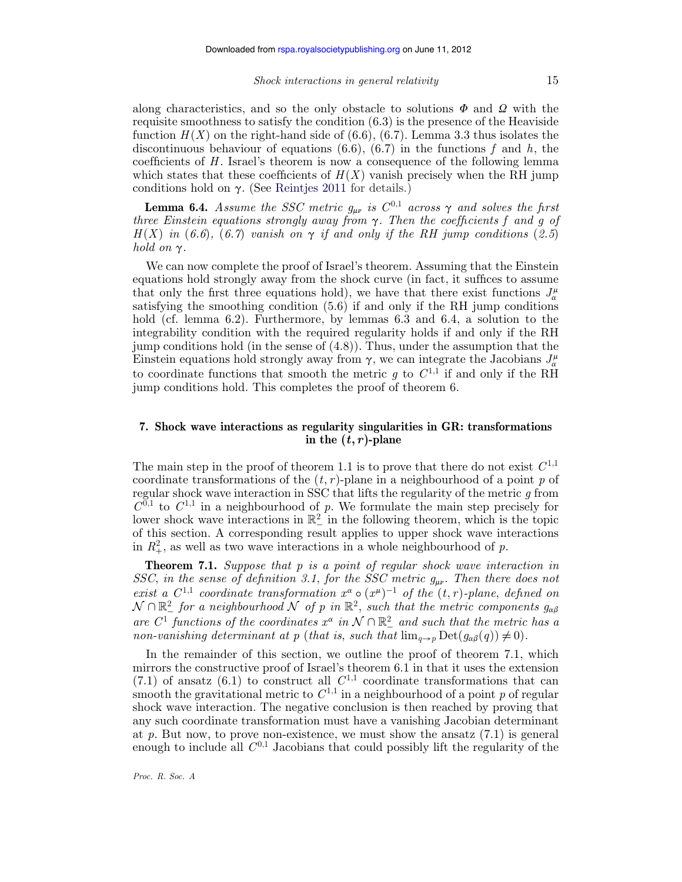along characteristics, and so the only obstacle to solutions $\Phi$ and $\Omega$ with the requisite smoothness to satisfy the condition (6.3) is the presence of the Heaviside function $H(X)$ on the right-hand side of (6.6), (6.7). Lemma 3.3 thus isolates the discontinuous behaviour of equations (6.6), (6.7) in the functions $f$ and $h$, the coefficients of $H$. Israel's theorem is now a consequence of the following lemma which states that these coefficients of $H(X)$ vanish precisely when the RH jump conditions hold on $\gamma$. (See Reintjes 2011 for details.)

**Lemma 6.4.** *Assume the SSC metric $g_{\mu\nu}$ is $C^{0,1}$ across $\gamma$ and solves the first three Einstein equations strongly away from $\gamma$. Then the coefficients $f$ and $g$ of $H(X)$ in (6.6), (6.7) vanish on $\gamma$ if and only if the RH jump conditions (2.5) hold on $\gamma$.*

We can now complete the proof of Israel's theorem. Assuming that the Einstein equations hold strongly away from the shock curve (in fact, it suffices to assume that only the first three equations hold), we have that there exist functions $J^\mu_\alpha$ satisfying the smoothing condition (5.6) if and only if the RH jump conditions hold (cf. lemma 6.2). Furthermore, by lemmas 6.3 and 6.4, a solution to the integrability condition with the required regularity holds if and only if the RH jump conditions hold (in the sense of (4.8)). Thus, under the assumption that the Einstein equations hold strongly away from $\gamma$, we can integrate the Jacobians $J^\mu_\alpha$ to coordinate functions that smooth the metric $g$ to $C^{1,1}$ if and only if the RH jump conditions hold. This completes the proof of theorem 6.

## 7. Shock wave interactions as regularity singularities in GR: transformations in the $(t, r)$-plane

The main step in the proof of theorem 1.1 is to prove that there do not exist $C^{1,1}$ coordinate transformations of the $(t, r)$-plane in a neighbourhood of a point $p$ of regular shock wave interaction in SSC that lifts the regularity of the metric $g$ from $C^{0,1}$ to $C^{1,1}$ in a neighbourhood of $p$. We formulate the main step precisely for lower shock wave interactions in $\mathbb{R}^2_-$ in the following theorem, which is the topic of this section. A corresponding result applies to upper shock wave interactions in $R^2_+$, as well as two wave interactions in a whole neighbourhood of $p$.

**Theorem 7.1.** *Suppose that $p$ is a point of regular shock wave interaction in SSC, in the sense of definition 3.1, for the SSC metric $g_{\mu\nu}$. Then there does not exist a $C^{1,1}$ coordinate transformation $x^\alpha \circ (x^\mu)^{-1}$ of the $(t, r)$-plane, defined on $\mathcal{N} \cap \mathbb{R}^2_-$ for a neighbourhood $\mathcal{N}$ of $p$ in $\mathbb{R}^2$, such that the metric components $g_{\alpha\beta}$ are $C^1$ functions of the coordinates $x^\alpha$ in $\mathcal{N} \cap \mathbb{R}^2_-$ and such that the metric has a non-vanishing determinant at $p$ (that is, such that $\lim_{q\to p} \mathrm{Det}(g_{\alpha\beta}(q)) \neq 0$).*

In the remainder of this section, we outline the proof of theorem 7.1, which mirrors the constructive proof of Israel's theorem 6.1 in that it uses the extension (7.1) of ansatz (6.1) to construct all $C^{1,1}$ coordinate transformations that can smooth the gravitational metric to $C^{1,1}$ in a neighbourhood of a point $p$ of regular shock wave interaction. The negative conclusion is then reached by proving that any such coordinate transformation must have a vanishing Jacobian determinant at $p$. But now, to prove non-existence, we must show the ansatz (7.1) is general enough to include all $C^{0,1}$ Jacobians that could possibly lift the regularity of the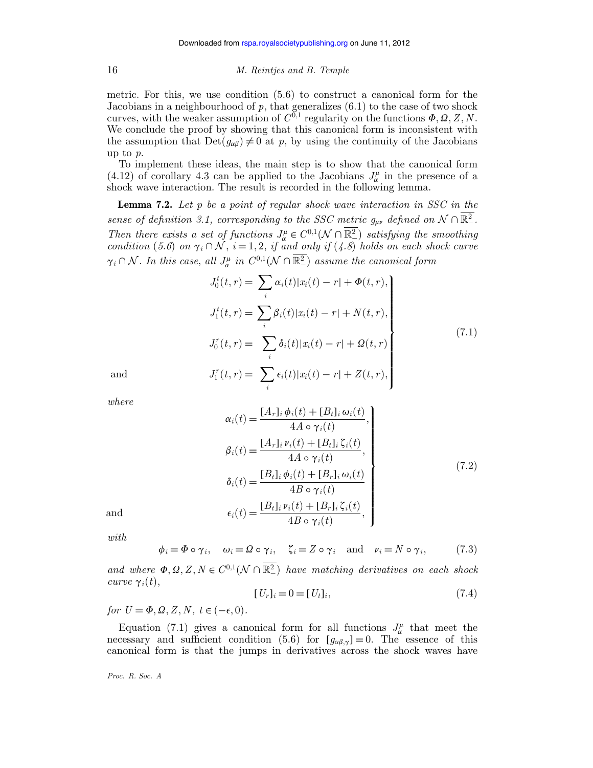metric. For this, we use condition (5.6) to construct a canonical form for the Jacobians in a neighbourhood of $p$, that generalizes (6.1) to the case of two shock curves, with the weaker assumption of $C^{0,1}$ regularity on the functions $\Phi, \Omega, Z, N$. We conclude the proof by showing that this canonical form is inconsistent with the assumption that $\mathrm{Det}(g_{\alpha\beta}) \neq 0$ at $p$, by using the continuity of the Jacobians up to $p$.

To implement these ideas, the main step is to show that the canonical form (4.12) of corollary 4.3 can be applied to the Jacobians $J^\mu_\alpha$ in the presence of a shock wave interaction. The result is recorded in the following lemma.

**Lemma 7.2.** *Let $p$ be a point of regular shock wave interaction in SSC in the sense of definition 3.1, corresponding to the SSC metric $g_{\mu\nu}$ defined on $\mathcal{N} \cap \overline{\mathbb{R}^2_-}$. Then there exists a set of functions $J^\mu_\alpha \in C^{0,1}(\mathcal{N} \cap \overline{\mathbb{R}^2_-})$ satisfying the smoothing condition (5.6) on $\gamma_i \cap \mathcal{N}$, $i = 1, 2$, if and only if (4.8) holds on each shock curve $\gamma_i \cap \mathcal{N}$. In this case, all $J^\mu_\alpha$ in $C^{0,1}(\mathcal{N} \cap \overline{\mathbb{R}^2_-})$ assume the canonical form*

$$
\left.
\begin{aligned}
J^t_0(t,r) &= \sum_i \alpha_i(t)|x_i(t) - r| + \Phi(t,r),\\
J^t_1(t,r) &= \sum_i \beta_i(t)|x_i(t) - r| + N(t,r),\\
J^r_0(t,r) &= \sum_i \delta_i(t)|x_i(t) - r| + \Omega(t,r)\\
\text{and}\qquad J^r_1(t,r) &= \sum_i \epsilon_i(t)|x_i(t) - r| + Z(t,r),
\end{aligned}
\right\}
\tag{7.1}
$$

*where*

$$
\left.
\begin{aligned}
\alpha_i(t) &= \frac{[A_r]_i\,\phi_i(t) + [B_t]_i\,\omega_i(t)}{4A \circ \gamma_i(t)},\\
\beta_i(t) &= \frac{[A_r]_i\,\nu_i(t) + [B_t]_i\,\zeta_i(t)}{4A \circ \gamma_i(t)},\\
\delta_i(t) &= \frac{[B_t]_i\,\phi_i(t) + [B_r]_i\,\omega_i(t)}{4B \circ \gamma_i(t)}\\
\text{and}\qquad \epsilon_i(t) &= \frac{[B_t]_i\,\nu_i(t) + [B_r]_i\,\zeta_i(t)}{4B \circ \gamma_i(t)},
\end{aligned}
\right\}
\tag{7.2}
$$

*with*

$$
\phi_i = \Phi \circ \gamma_i, \quad \omega_i = \Omega \circ \gamma_i, \quad \zeta_i = Z \circ \gamma_i \quad \text{and} \quad \nu_i = N \circ \gamma_i, \tag{7.3}
$$

*and where $\Phi, \Omega, Z, N \in C^{0,1}(\mathcal{N} \cap \overline{\mathbb{R}^2_-})$ have matching derivatives on each shock curve $\gamma_i(t)$,*

$$
[U_r]_i = 0 = [U_t]_i, \tag{7.4}
$$

*for $U = \Phi, \Omega, Z, N$, $t \in (-\epsilon, 0)$.*

Equation (7.1) gives a canonical form for all functions $J^\mu_\alpha$ that meet the necessary and sufficient condition (5.6) for $[g_{\alpha\beta,\gamma}] = 0$. The essence of this canonical form is that the jumps in derivatives across the shock waves have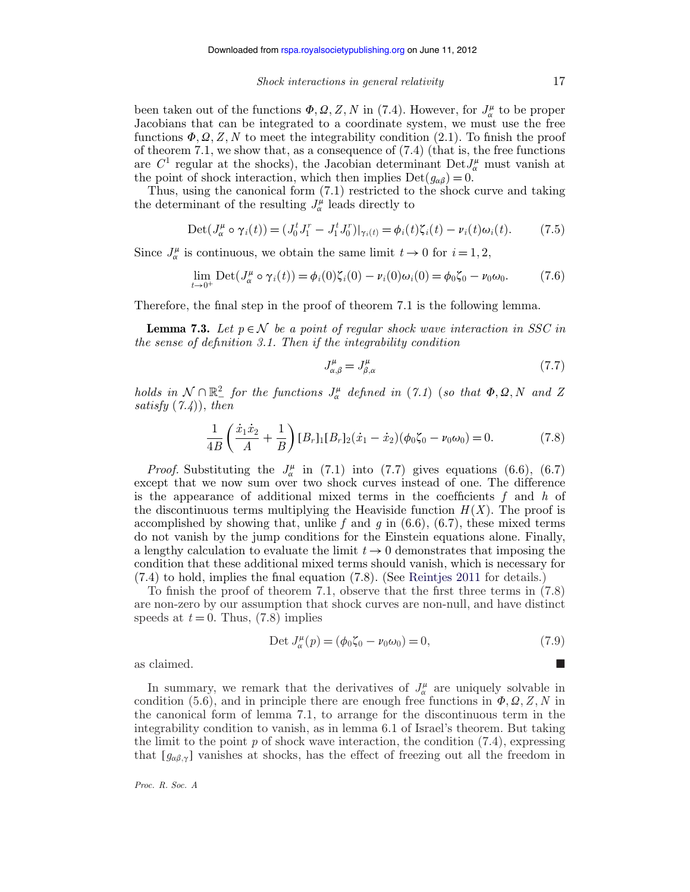been taken out of the functions $\Phi, \Omega, Z, N$ in (7.4). However, for $J^\mu_\alpha$ to be proper Jacobians that can be integrated to a coordinate system, we must use the free functions $\Phi, \Omega, Z, N$ to meet the integrability condition (2.1). To finish the proof of theorem 7.1, we show that, as a consequence of (7.4) (that is, the free functions are $C^1$ regular at the shocks), the Jacobian determinant $\mathrm{Det} J^\mu_\alpha$ must vanish at the point of shock interaction, which then implies $\mathrm{Det}(g_{\alpha\beta}) = 0$.

Thus, using the canonical form (7.1) restricted to the shock curve and taking the determinant of the resulting $J^\mu_\alpha$ leads directly to

$$\mathrm{Det}(J^\mu_\alpha \circ \gamma_i(t)) = (J^t_0 J^r_1 - J^t_1 J^r_0)|_{\gamma_i(t)} = \phi_i(t)\zeta_i(t) - \nu_i(t)\omega_i(t). \tag{7.5}$$

Since $J^\mu_\alpha$ is continuous, we obtain the same limit $t \to 0$ for $i = 1, 2$,

$$\lim_{t\to 0^+} \mathrm{Det}(J^\mu_\alpha \circ \gamma_i(t)) = \phi_i(0)\zeta_i(0) - \nu_i(0)\omega_i(0) = \phi_0\zeta_0 - \nu_0\omega_0. \tag{7.6}$$

Therefore, the final step in the proof of theorem 7.1 is the following lemma.

**Lemma 7.3.** *Let $p \in \mathcal{N}$ be a point of regular shock wave interaction in SSC in the sense of definition 3.1. Then if the integrability condition*

$$J^\mu_{\alpha,\beta} = J^\mu_{\beta,\alpha} \tag{7.7}$$

*holds in $\mathcal{N} \cap \mathbb{R}^2_-$ for the functions $J^\mu_\alpha$ defined in (7.1) (so that $\Phi, \Omega, N$ and $Z$ satisfy (7.4)), then*

$$\frac{1}{4B}\left(\frac{\dot{x}_1\dot{x}_2}{A} + \frac{1}{B}\right)[B_r]_1[B_r]_2(\dot{x}_1 - \dot{x}_2)(\phi_0\zeta_0 - \nu_0\omega_0) = 0. \tag{7.8}$$

*Proof.* Substituting the $J^\mu_\alpha$ in (7.1) into (7.7) gives equations (6.6), (6.7) except that we now sum over two shock curves instead of one. The difference is the appearance of additional mixed terms in the coefficients $f$ and $h$ of the discontinuous terms multiplying the Heaviside function $H(X)$. The proof is accomplished by showing that, unlike $f$ and $g$ in (6.6), (6.7), these mixed terms do not vanish by the jump conditions for the Einstein equations alone. Finally, a lengthy calculation to evaluate the limit $t \to 0$ demonstrates that imposing the condition that these additional mixed terms should vanish, which is necessary for (7.4) to hold, implies the final equation (7.8). (See Reintjes 2011 for details.)

To finish the proof of theorem 7.1, observe that the first three terms in (7.8) are non-zero by our assumption that shock curves are non-null, and have distinct speeds at $t = 0$. Thus, (7.8) implies

$$\mathrm{Det}\, J^\mu_\alpha(p) = (\phi_0\zeta_0 - \nu_0\omega_0) = 0, \tag{7.9}$$

as claimed. ∎

In summary, we remark that the derivatives of $J^\mu_\alpha$ are uniquely solvable in condition (5.6), and in principle there are enough free functions in $\Phi, \Omega, Z, N$ in the canonical form of lemma 7.1, to arrange for the discontinuous term in the integrability condition to vanish, as in lemma 6.1 of Israel's theorem. But taking the limit to the point $p$ of shock wave interaction, the condition (7.4), expressing that $[g_{\alpha\beta,\gamma}]$ vanishes at shocks, has the effect of freezing out all the freedom in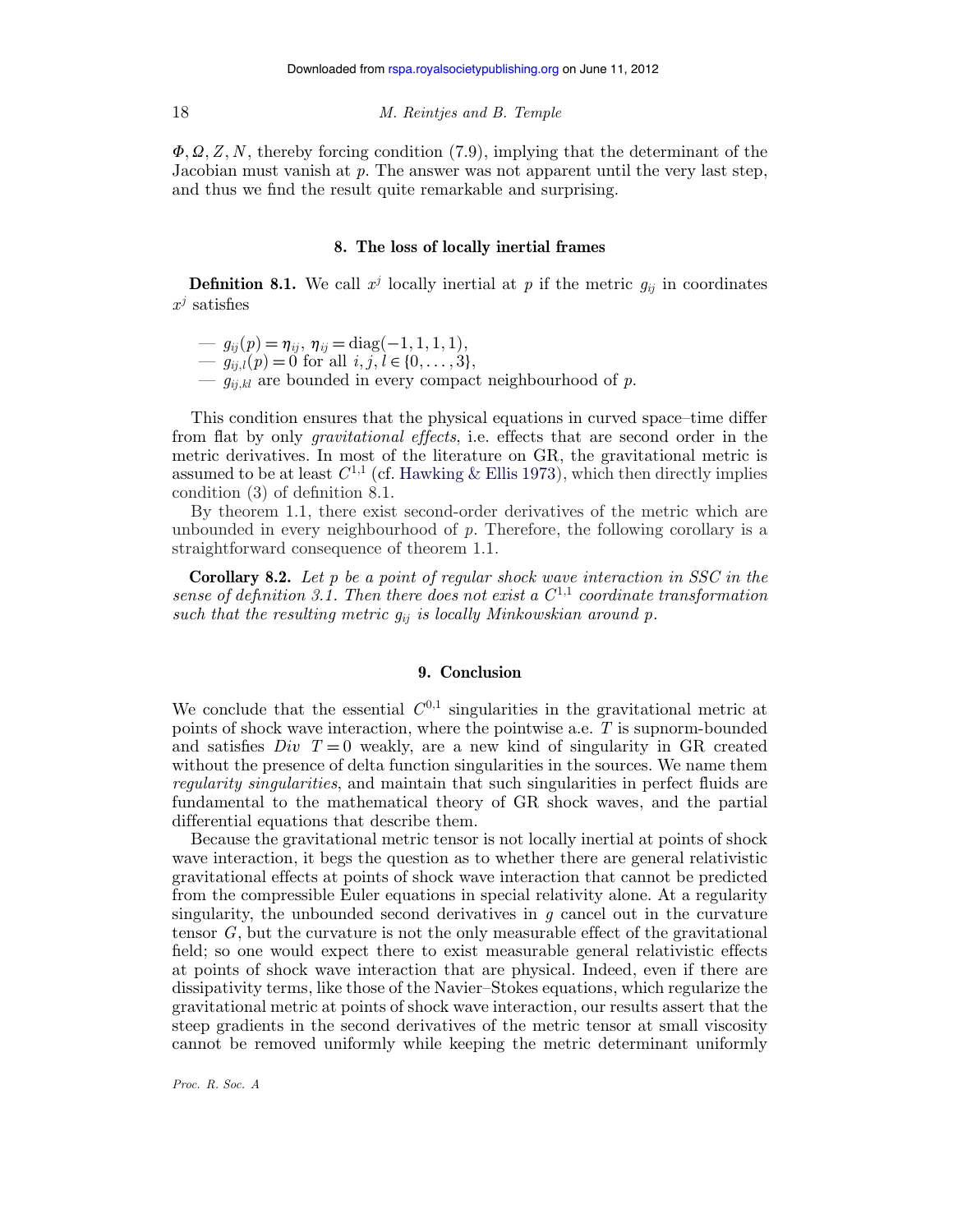$\Phi, \Omega, Z, N$, thereby forcing condition (7.9), implying that the determinant of the Jacobian must vanish at $p$. The answer was not apparent until the very last step, and thus we find the result quite remarkable and surprising.

## 8. The loss of locally inertial frames

**Definition 8.1.** We call $x^j$ locally inertial at $p$ if the metric $g_{ij}$ in coordinates $x^j$ satisfies

- $g_{ij}(p) = \eta_{ij}$, $\eta_{ij} = \mathrm{diag}(-1, 1, 1, 1)$,
- $g_{ij,l}(p) = 0$ for all $i, j, l \in \{0, \ldots, 3\}$,
- $g_{ij,kl}$ are bounded in every compact neighbourhood of $p$.

This condition ensures that the physical equations in curved space–time differ from flat by only *gravitational effects*, i.e. effects that are second order in the metric derivatives. In most of the literature on GR, the gravitational metric is assumed to be at least $C^{1,1}$ (cf. Hawking & Ellis 1973), which then directly implies condition (3) of definition 8.1.

By theorem 1.1, there exist second-order derivatives of the metric which are unbounded in every neighbourhood of $p$. Therefore, the following corollary is a straightforward consequence of theorem 1.1.

**Corollary 8.2.** *Let $p$ be a point of regular shock wave interaction in SSC in the sense of definition 3.1. Then there does not exist a $C^{1,1}$ coordinate transformation such that the resulting metric $g_{ij}$ is locally Minkowskian around $p$.*

## 9. Conclusion

We conclude that the essential $C^{0,1}$ singularities in the gravitational metric at points of shock wave interaction, where the pointwise a.e. $T$ is supnorm-bounded and satisfies $Div\ \ T = 0$ weakly, are a new kind of singularity in GR created without the presence of delta function singularities in the sources. We name them *regularity singularities*, and maintain that such singularities in perfect fluids are fundamental to the mathematical theory of GR shock waves, and the partial differential equations that describe them.

Because the gravitational metric tensor is not locally inertial at points of shock wave interaction, it begs the question as to whether there are general relativistic gravitational effects at points of shock wave interaction that cannot be predicted from the compressible Euler equations in special relativity alone. At a regularity singularity, the unbounded second derivatives in $g$ cancel out in the curvature tensor $G$, but the curvature is not the only measurable effect of the gravitational field; so one would expect there to exist measurable general relativistic effects at points of shock wave interaction that are physical. Indeed, even if there are dissipativity terms, like those of the Navier–Stokes equations, which regularize the gravitational metric at points of shock wave interaction, our results assert that the steep gradients in the second derivatives of the metric tensor at small viscosity cannot be removed uniformly while keeping the metric determinant uniformly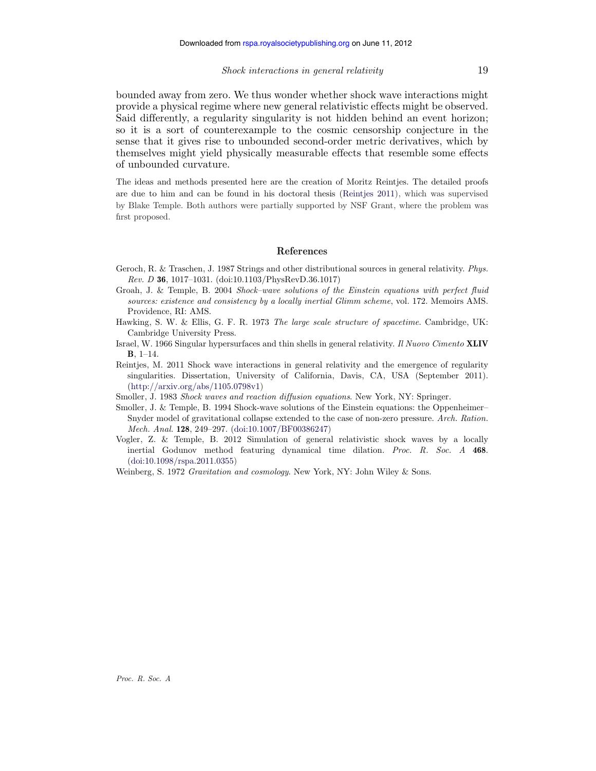bounded away from zero. We thus wonder whether shock wave interactions might provide a physical regime where new general relativistic effects might be observed. Said differently, a regularity singularity is not hidden behind an event horizon; so it is a sort of counterexample to the cosmic censorship conjecture in the sense that it gives rise to unbounded second-order metric derivatives, which by themselves might yield physically measurable effects that resemble some effects of unbounded curvature.

The ideas and methods presented here are the creation of Moritz Reintjes. The detailed proofs are due to him and can be found in his doctoral thesis (Reintjes 2011), which was supervised by Blake Temple. Both authors were partially supported by NSF Grant, where the problem was first proposed.

## References

Geroch, R. & Traschen, J. 1987 Strings and other distributional sources in general relativity. *Phys. Rev. D* **36**, 1017–1031. (doi:10.1103/PhysRevD.36.1017)

Groah, J. & Temple, B. 2004 *Shock–wave solutions of the Einstein equations with perfect fluid sources: existence and consistency by a locally inertial Glimm scheme*, vol. 172. Memoirs AMS. Providence, RI: AMS.

Hawking, S. W. & Ellis, G. F. R. 1973 *The large scale structure of spacetime*. Cambridge, UK: Cambridge University Press.

Israel, W. 1966 Singular hypersurfaces and thin shells in general relativity. *Il Nuovo Cimento* **XLIV B**, 1–14.

Reintjes, M. 2011 Shock wave interactions in general relativity and the emergence of regularity singularities. Dissertation, University of California, Davis, CA, USA (September 2011). (http://arxiv.org/abs/1105.0798v1)

Smoller, J. 1983 *Shock waves and reaction diffusion equations*. New York, NY: Springer.

Smoller, J. & Temple, B. 1994 Shock-wave solutions of the Einstein equations: the Oppenheimer–Snyder model of gravitational collapse extended to the case of non-zero pressure. *Arch. Ration. Mech. Anal.* **128**, 249–297. (doi:10.1007/BF00386247)

Vogler, Z. & Temple, B. 2012 Simulation of general relativistic shock waves by a locally inertial Godunov method featuring dynamical time dilation. *Proc. R. Soc. A* **468**. (doi:10.1098/rspa.2011.0355)

Weinberg, S. 1972 *Gravitation and cosmology*. New York, NY: John Wiley & Sons.